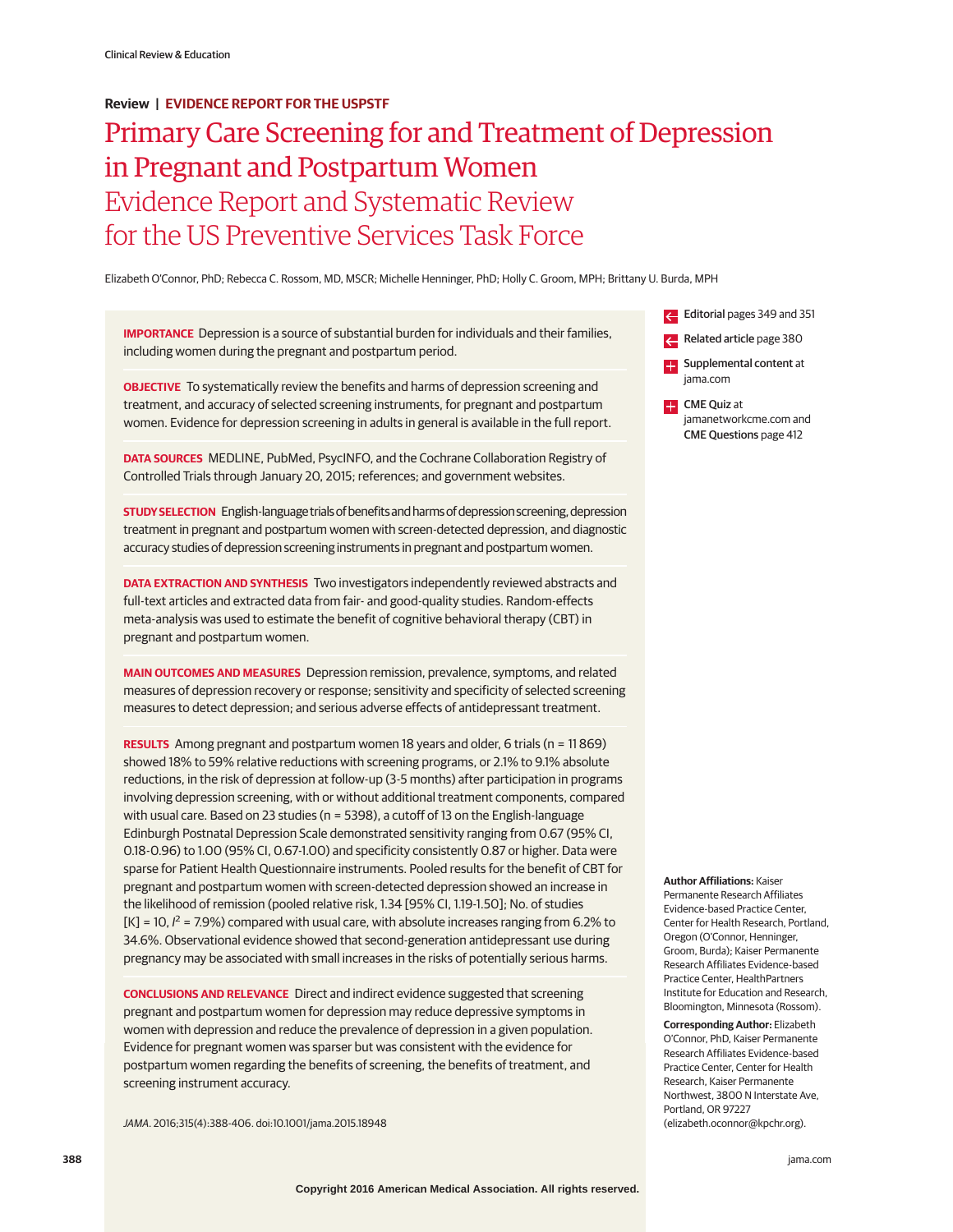Clinical Review & Education

**Review | EVIDENCE REPORT FOR THE USPSTF**

# Primary Care Screening for and Treatment of Depression in Pregnant and Postpartum Women

## Evidence Report and Systematic Review for the US Preventive Services Task Force

Elizabeth O'Connor, PhD; Rebecca C. Rossom, MD, MSCR; Michelle Henninger, PhD; Holly C. Groom, MPH; Brittany U. Burda, MPH

**IMPORTANCE** Depression is a source of substantial burden for individuals and their families, including women during the pregnant and postpartum period.

**OBJECTIVE** To systematically review the benefits and harms of depression screening and treatment, and accuracy of selected screening instruments, for pregnant and postpartum women. Evidence for depression screening in adults in general is available in the full report.

**DATA SOURCES** MEDLINE, PubMed, PsycINFO, and the Cochrane Collaboration Registry of Controlled Trials through January 20, 2015; references; and government websites.

**STUDY SELECTION** English-language trials of benefits and harms of depression screening, depression treatment in pregnant and postpartum women with screen-detected depression, and diagnostic accuracy studies of depression screening instruments in pregnant and postpartum women.

**DATA EXTRACTION AND SYNTHESIS** Two investigators independently reviewed abstracts and full-text articles and extracted data from fair- and good-quality studies. Random-effects meta-analysis was used to estimate the benefit of cognitive behavioral therapy (CBT) in pregnant and postpartum women.

**MAIN OUTCOMES AND MEASURES** Depression remission, prevalence, symptoms, and related measures of depression recovery or response; sensitivity and specificity of selected screening measures to detect depression; and serious adverse effects of antidepressant treatment.

**RESULTS** Among pregnant and postpartum women 18 years and older, 6 trials (n = 11 869) showed 18% to 59% relative reductions with screening programs, or 2.1% to 9.1% absolute reductions, in the risk of depression at follow-up (3-5 months) after participation in programs involving depression screening, with or without additional treatment components, compared with usual care. Based on 23 studies (n = 5398), a cutoff of 13 on the English-language Edinburgh Postnatal Depression Scale demonstrated sensitivity ranging from 0.67 (95% CI, 0.18-0.96) to 1.00 (95% CI, 0.67-1.00) and specificity consistently 0.87 or higher. Data were sparse for Patient Health Questionnaire instruments. Pooled results for the benefit of CBT for pregnant and postpartum women with screen-detected depression showed an increase in the likelihood of remission (pooled relative risk, 1.34 [95% CI, 1.19-1.50]; No. of studies [K] = 10, $I^2$ = 7.9%) compared with usual care, with absolute increases ranging from 6.2% to 34.6%. Observational evidence showed that second-generation antidepressant use during pregnancy may be associated with small increases in the risks of potentially serious harms.

**CONCLUSIONS AND RELEVANCE** Direct and indirect evidence suggested that screening pregnant and postpartum women for depression may reduce depressive symptoms in women with depression and reduce the prevalence of depression in a given population. Evidence for pregnant women was sparser but was consistent with the evidence for postpartum women regarding the benefits of screening, the benefits of treatment, and screening instrument accuracy.

*JAMA*. 2016;315(4):388-406. doi:10.1001/jama.2015.18948

**Editorial** pages 349 and 351

**Related article** page 380

**Supplemental content** at jama.com

**CME Quiz** at jamanetworkcme.com and **CME Questions** page 412

**Author Affiliations:** Kaiser Permanente Research Affiliates Evidence-based Practice Center, Center for Health Research, Portland, Oregon (O'Connor, Henninger, Groom, Burda); Kaiser Permanente Research Affiliates Evidence-based Practice Center, HealthPartners Institute for Education and Research, Bloomington, Minnesota (Rossom).

**Corresponding Author:** Elizabeth O'Connor, PhD, Kaiser Permanente Research Affiliates Evidence-based Practice Center, Center for Health Research, Kaiser Permanente Northwest, 3800 N Interstate Ave, Portland, OR 97227 (elizabeth.oconnor@kpchr.org).

Copyright 2016 American Medical Association. All rights reserved.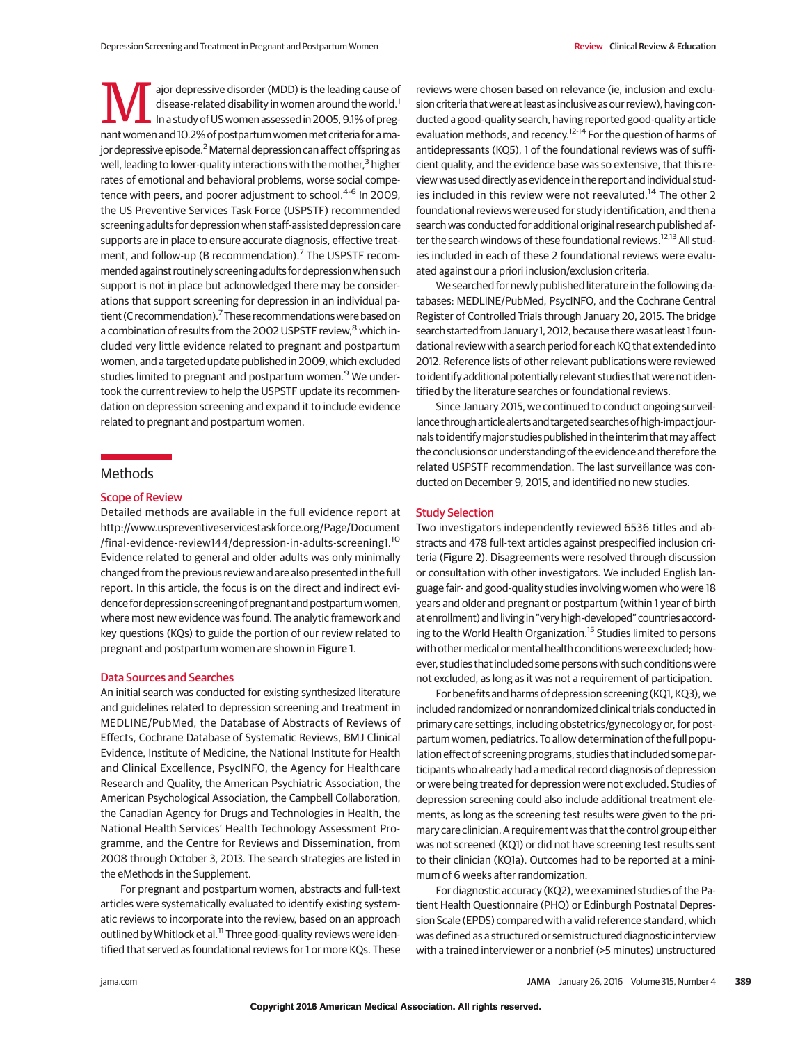Major depressive disorder (MDD) is the leading cause of disease-related disability in women around the world.[1] In a study of US women assessed in 2005, 9.1% of pregnant women and 10.2% of postpartum women met criteria for a major depressive episode.[2] Maternal depression can affect offspring as well, leading to lower-quality interactions with the mother,[3] higher rates of emotional and behavioral problems, worse social competence with peers, and poorer adjustment to school.[4-6] In 2009, the US Preventive Services Task Force (USPSTF) recommended screening adults for depression when staff-assisted depression care supports are in place to ensure accurate diagnosis, effective treatment, and follow-up (B recommendation).[7] The USPSTF recommended against routinely screening adults for depression when such support is not in place but acknowledged there may be considerations that support screening for depression in an individual patient (C recommendation).[7] These recommendations were based on a combination of results from the 2002 USPSTF review,[8] which included very little evidence related to pregnant and postpartum women, and a targeted update published in 2009, which excluded studies limited to pregnant and postpartum women.[9] We undertook the current review to help the USPSTF update its recommendation on depression screening and expand it to include evidence related to pregnant and postpartum women.

## Methods

### Scope of Review

Detailed methods are available in the full evidence report at http://www.uspreventiveservicestaskforce.org/Page/Document/final-evidence-review144/depression-in-adults-screening1.[10] Evidence related to general and older adults was only minimally changed from the previous review and are also presented in the full report. In this article, the focus is on the direct and indirect evidence for depression screening of pregnant and postpartum women, where most new evidence was found. The analytic framework and key questions (KQs) to guide the portion of our review related to pregnant and postpartum women are shown in Figure 1.

### Data Sources and Searches

An initial search was conducted for existing synthesized literature and guidelines related to depression screening and treatment in MEDLINE/PubMed, the Database of Abstracts of Reviews of Effects, Cochrane Database of Systematic Reviews, BMJ Clinical Evidence, Institute of Medicine, the National Institute for Health and Clinical Excellence, PsycINFO, the Agency for Healthcare Research and Quality, the American Psychiatric Association, the American Psychological Association, the Campbell Collaboration, the Canadian Agency for Drugs and Technologies in Health, the National Health Services' Health Technology Assessment Programme, and the Centre for Reviews and Dissemination, from 2008 through October 3, 2013. The search strategies are listed in the eMethods in the Supplement.

For pregnant and postpartum women, abstracts and full-text articles were systematically evaluated to identify existing systematic reviews to incorporate into the review, based on an approach outlined by Whitlock et al.[11] Three good-quality reviews were identified that served as foundational reviews for 1 or more KQs. These reviews were chosen based on relevance (ie, inclusion and exclusion criteria that were at least as inclusive as our review), having conducted a good-quality search, having reported good-quality article evaluation methods, and recency.[12-14] For the question of harms of antidepressants (KQ5), 1 of the foundational reviews was of sufficient quality, and the evidence base was so extensive, that this review was used directly as evidence in the report and individual studies included in this review were not reevaluated.[14] The other 2 foundational reviews were used for study identification, and then a search was conducted for additional original research published after the search windows of these foundational reviews.[12,13] All studies included in each of these 2 foundational reviews were evaluated against our a priori inclusion/exclusion criteria.

We searched for newly published literature in the following databases: MEDLINE/PubMed, PsycINFO, and the Cochrane Central Register of Controlled Trials through January 20, 2015. The bridge search started from January 1, 2012, because there was at least 1 foundational review with a search period for each KQ that extended into 2012. Reference lists of other relevant publications were reviewed to identify additional potentially relevant studies that were not identified by the literature searches or foundational reviews.

Since January 2015, we continued to conduct ongoing surveillance through article alerts and targeted searches of high-impact journals to identify major studies published in the interim that may affect the conclusions or understanding of the evidence and therefore the related USPSTF recommendation. The last surveillance was conducted on December 9, 2015, and identified no new studies.

### Study Selection

Two investigators independently reviewed 6536 titles and abstracts and 478 full-text articles against prespecified inclusion criteria (Figure 2). Disagreements were resolved through discussion or consultation with other investigators. We included English language fair- and good-quality studies involving women who were 18 years and older and pregnant or postpartum (within 1 year of birth at enrollment) and living in "very high-developed" countries according to the World Health Organization.[15] Studies limited to persons with other medical or mental health conditions were excluded; however, studies that included some persons with such conditions were not excluded, as long as it was not a requirement of participation.

For benefits and harms of depression screening (KQ1, KQ3), we included randomized or nonrandomized clinical trials conducted in primary care settings, including obstetrics/gynecology or, for postpartum women, pediatrics. To allow determination of the full population effect of screening programs, studies that included some participants who already had a medical record diagnosis of depression or were being treated for depression were not excluded. Studies of depression screening could also include additional treatment elements, as long as the screening test results were given to the primary care clinician. A requirement was that the control group either was not screened (KQ1) or did not have screening test results sent to their clinician (KQ1a). Outcomes had to be reported at a minimum of 6 weeks after randomization.

For diagnostic accuracy (KQ2), we examined studies of the Patient Health Questionnaire (PHQ) or Edinburgh Postnatal Depression Scale (EPDS) compared with a valid reference standard, which was defined as a structured or semistructured diagnostic interview with a trained interviewer or a nonbrief (>5 minutes) unstructured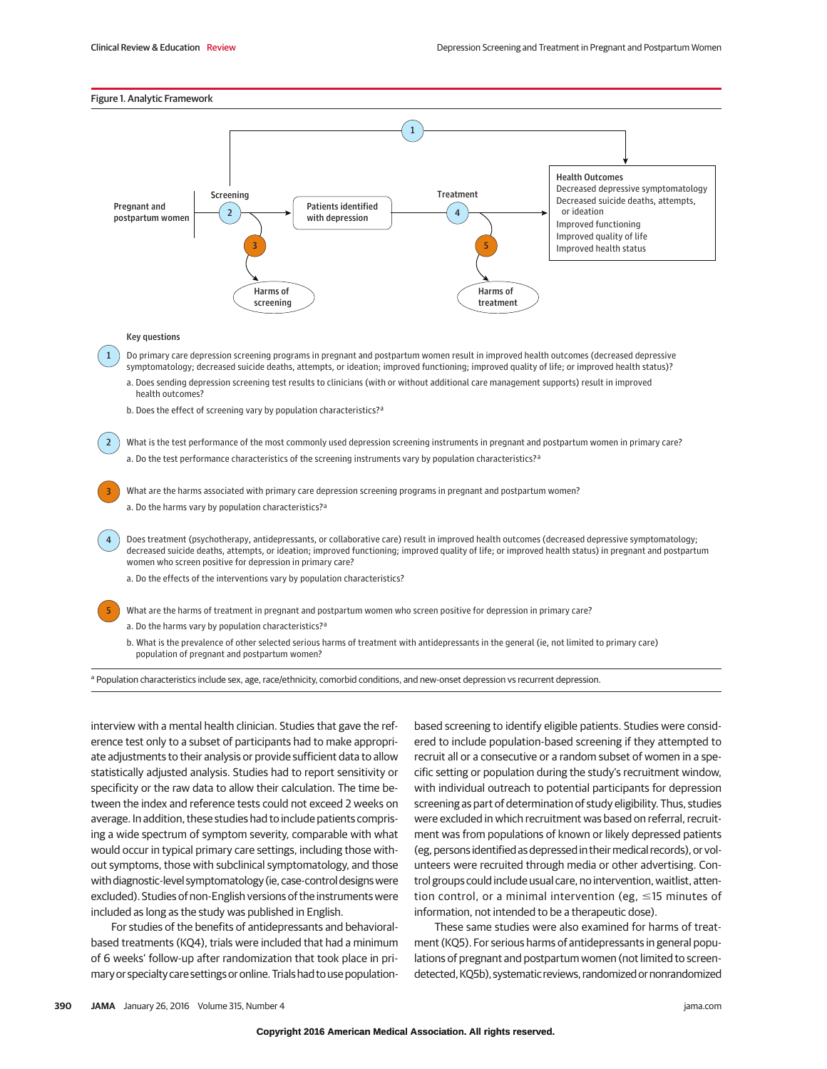Figure 1. Analytic Framework

Pregnant and postpartum women

Screening

Patients identified with depression

Treatment

Health Outcomes
Decreased depressive symptomatology
Decreased suicide deaths, attempts, or ideation
Improved functioning
Improved quality of life
Improved health status

Harms of screening

Harms of treatment

Key questions

1 Do primary care depression screening programs in pregnant and postpartum women result in improved health outcomes (decreased depressive symptomatology; decreased suicide deaths, attempts, or ideation; improved functioning; improved quality of life; or improved health status)?

a. Does sending depression screening test results to clinicians (with or without additional care management supports) result in improved health outcomes?

b. Does the effect of screening vary by population characteristics?[a]

2 What is the test performance of the most commonly used depression screening instruments in pregnant and postpartum women in primary care?

a. Do the test performance characteristics of the screening instruments vary by population characteristics?[a]

3 What are the harms associated with primary care depression screening programs in pregnant and postpartum women?

a. Do the harms vary by population characteristics?[a]

4 Does treatment (psychotherapy, antidepressants, or collaborative care) result in improved health outcomes (decreased depressive symptomatology; decreased suicide deaths, attempts, or ideation; improved functioning; improved quality of life; or improved health status) in pregnant and postpartum women who screen positive for depression in primary care?

a. Do the effects of the interventions vary by population characteristics?

5 What are the harms of treatment in pregnant and postpartum women who screen positive for depression in primary care?

a. Do the harms vary by population characteristics?[a]

b. What is the prevalence of other selected serious harms of treatment with antidepressants in the general (ie, not limited to primary care) population of pregnant and postpartum women?

[a] Population characteristics include sex, age, race/ethnicity, comorbid conditions, and new-onset depression vs recurrent depression.

interview with a mental health clinician. Studies that gave the reference test only to a subset of participants had to make appropriate adjustments to their analysis or provide sufficient data to allow statistically adjusted analysis. Studies had to report sensitivity or specificity or the raw data to allow their calculation. The time between the index and reference tests could not exceed 2 weeks on average. In addition, these studies had to include patients comprising a wide spectrum of symptom severity, comparable with what would occur in typical primary care settings, including those without symptoms, those with subclinical symptomatology, and those with diagnostic-level symptomatology (ie, case-control designs were excluded). Studies of non-English versions of the instruments were included as long as the study was published in English.

For studies of the benefits of antidepressants and behavioral-based treatments (KQ4), trials were included that had a minimum of 6 weeks' follow-up after randomization that took place in primary or specialty care settings or online. Trials had to use population-based screening to identify eligible patients. Studies were considered to include population-based screening if they attempted to recruit all or a consecutive or a random subset of women in a specific setting or population during the study's recruitment window, with individual outreach to potential participants for depression screening as part of determination of study eligibility. Thus, studies were excluded in which recruitment was based on referral, recruitment was from populations of known or likely depressed patients (eg, persons identified as depressed in their medical records), or volunteers were recruited through media or other advertising. Control groups could include usual care, no intervention, waitlist, attention control, or a minimal intervention (eg, ≤15 minutes of information, not intended to be a therapeutic dose).

These same studies were also examined for harms of treatment (KQ5). For serious harms of antidepressants in general populations of pregnant and postpartum women (not limited to screen-detected, KQ5b), systematic reviews, randomized or nonrandomized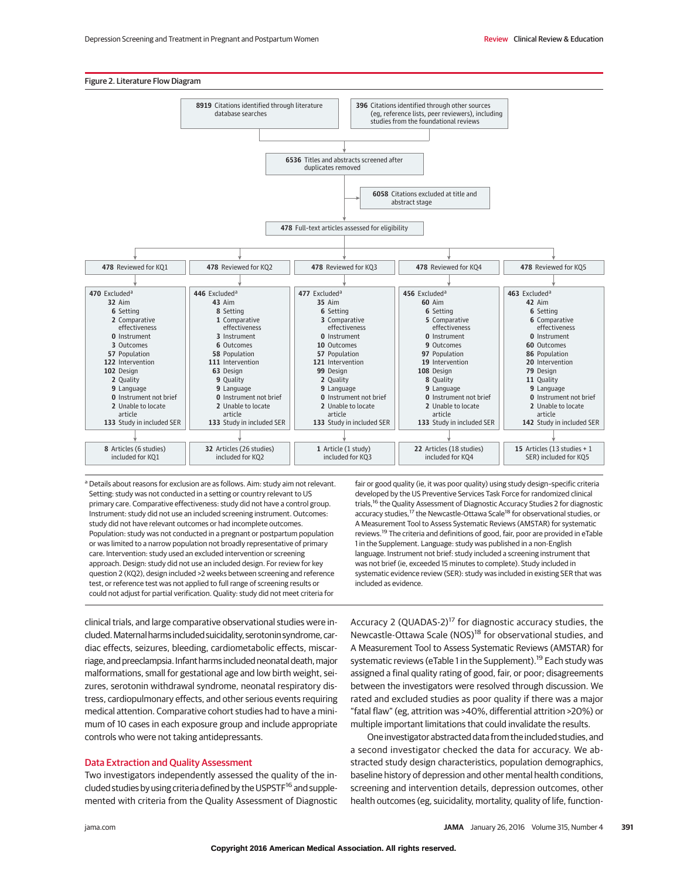Figure 2. Literature Flow Diagram

**8919** Citations identified through literature database searches

**396** Citations identified through other sources (eg, reference lists, peer reviewers), including studies from the foundational reviews

**6536** Titles and abstracts screened after duplicates removed

**6058** Citations excluded at title and abstract stage

**478** Full-text articles assessed for eligibility

| | KQ1 | KQ2 | KQ3 | KQ4 | KQ5 |
|---|---|---|---|---|---|
| Reviewed | **478** Reviewed for KQ1 | **478** Reviewed for KQ2 | **478** Reviewed for KQ3 | **478** Reviewed for KQ4 | **478** Reviewed for KQ5 |
| Excluded[a] | **470** | **446** | **477** | **456** | **463** |
| Aim | 32 | 43 | 35 | 60 | 42 |
| Setting | 6 | 8 | 6 | 6 | 6 |
| Comparative effectiveness | 2 | 1 | 3 | 5 | 6 |
| Instrument | 0 | 3 | 0 | 0 | 0 |
| Outcomes | 3 | 6 | 10 | 9 | 60 |
| Population | 57 | 58 | 57 | 97 | 86 |
| Intervention | 122 | 111 | 121 | 19 | 20 |
| Design | 102 | 63 | 99 | 108 | 79 |
| Quality | 2 | 9 | 2 | 8 | 11 |
| Language | 9 | 9 | 9 | 9 | 9 |
| Instrument not brief | 0 | 0 | 0 | 0 | 0 |
| Unable to locate article | 2 | 2 | 2 | 2 | 2 |
| Study in included SER | 133 | 133 | 133 | 133 | 142 |
| Included | **8** Articles (6 studies) included for KQ1 | **32** Articles (26 studies) included for KQ2 | **1** Article (1 study) included for KQ3 | **22** Articles (18 studies) included for KQ4 | **15** Articles (13 studies + 1 SER) included for KQ5 |

[a] Details about reasons for exclusion are as follows. Aim: study aim not relevant. Setting: study was not conducted in a setting or country relevant to US primary care. Comparative effectiveness: study did not have a control group. Instrument: study did not use an included screening instrument. Outcomes: study did not have relevant outcomes or had incomplete outcomes. Population: study was not conducted in a pregnant or postpartum population or was limited to a narrow population not broadly representative of primary care. Intervention: study used an excluded intervention or screening approach. Design: study did not use an included design. For review for key question 2 (KQ2), design included >2 weeks between screening and reference test, or reference test was not applied to full range of screening results or could not adjust for partial verification. Quality: study did not meet criteria for fair or good quality (ie, it was poor quality) using study design–specific criteria developed by the US Preventive Services Task Force for randomized clinical trials,[16] the Quality Assessment of Diagnostic Accuracy Studies 2 for diagnostic accuracy studies,[17] the Newcastle-Ottawa Scale[18] for observational studies, or A Measurement Tool to Assess Systematic Reviews (AMSTAR) for systematic reviews.[19] The criteria and definitions of good, fair, poor are provided in eTable 1 in the Supplement. Language: study was published in a non-English language. Instrument not brief: study included a screening instrument that was not brief (ie, exceeded 15 minutes to complete). Study included in systematic evidence review (SER): study was included in existing SER that was included as evidence.

clinical trials, and large comparative observational studies were included. Maternal harms included suicidality, serotonin syndrome, cardiac effects, seizures, bleeding, cardiometabolic effects, miscarriage, and preeclampsia. Infant harms included neonatal death, major malformations, small for gestational age and low birth weight, seizures, serotonin withdrawal syndrome, neonatal respiratory distress, cardiopulmonary effects, and other serious events requiring medical attention. Comparative cohort studies had to have a minimum of 10 cases in each exposure group and include appropriate controls who were not taking antidepressants.

## Data Extraction and Quality Assessment

Two investigators independently assessed the quality of the included studies by using criteria defined by the USPSTF[16] and supplemented with criteria from the Quality Assessment of Diagnostic Accuracy 2 (QUADAS-2)[17] for diagnostic accuracy studies, the Newcastle-Ottawa Scale (NOS)[18] for observational studies, and A Measurement Tool to Assess Systematic Reviews (AMSTAR) for systematic reviews (eTable 1 in the Supplement).[19] Each study was assigned a final quality rating of good, fair, or poor; disagreements between the investigators were resolved through discussion. We rated and excluded studies as poor quality if there was a major "fatal flaw" (eg, attrition was >40%, differential attrition >20%) or multiple important limitations that could invalidate the results.

One investigator abstracted data from the included studies, and a second investigator checked the data for accuracy. We abstracted study design characteristics, population demographics, baseline history of depression and other mental health conditions, screening and intervention details, depression outcomes, other health outcomes (eg, suicidality, mortality, quality of life, function-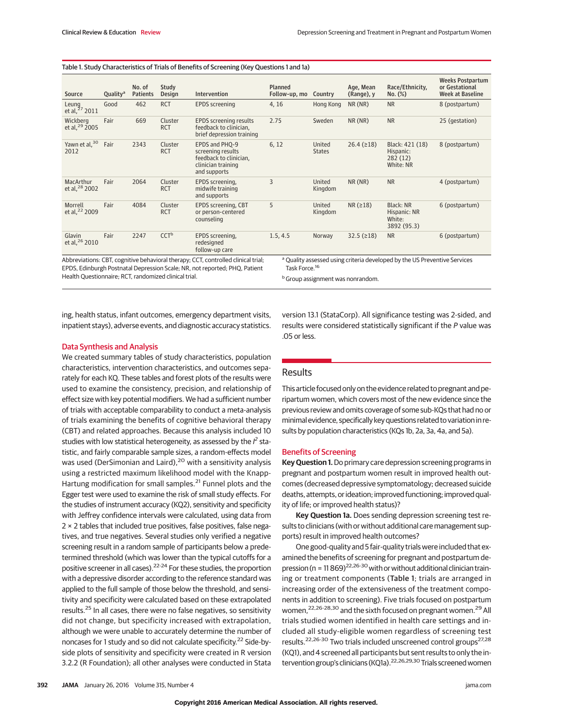Table 1. Study Characteristics of Trials of Benefits of Screening (Key Questions 1 and 1a)

| Source | Quality[a] | No. of Patients | Study Design | Intervention | Planned Follow-up, mo | Country | Age, Mean (Range), y | Race/Ethnicity, No. (%) | Weeks Postpartum or Gestational Week at Baseline |
|---|---|---|---|---|---|---|---|---|---|
| Leung et al,[27] 2011 | Good | 462 | RCT | EPDS screening | 4, 16 | Hong Kong | NR (NR) | NR | 8 (postpartum) |
| Wickberg et al,[29] 2005 | Fair | 669 | Cluster RCT | EPDS screening results feedback to clinician, brief depression training | 2.75 | Sweden | NR (NR) | NR | 25 (gestation) |
| Yawn et al,[30] 2012 | Fair | 2343 | Cluster RCT | EPDS and PHQ-9 screening results feedback to clinician, clinician training and supports | 6, 12 | United States | 26.4 (≥18) | Black: 421 (18) Hispanic: 282 (12) White: NR | 8 (postpartum) |
| MacArthur et al,[28] 2002 | Fair | 2064 | Cluster RCT | EPDS screening, midwife training and supports | 3 | United Kingdom | NR (NR) | NR | 4 (postpartum) |
| Morrell et al,[22] 2009 | Fair | 4084 | Cluster RCT | EPDS screening, CBT or person-centered counseling | 5 | United Kingdom | NR (≥18) | Black: NR Hispanic: NR White: 3892 (95.3) | 6 (postpartum) |
| Glavin et al,[26] 2010 | Fair | 2247 | CCT[b] | EPDS screening, redesigned follow-up care | 1.5, 4.5 | Norway | 32.5 (≥18) | NR | 6 (postpartum) |

Abbreviations: CBT, cognitive behavioral therapy; CCT, controlled clinical trial; EPDS, Edinburgh Postnatal Depression Scale; NR, not reported; PHQ, Patient Health Questionnaire; RCT, randomized clinical trial.

[a] Quality assessed using criteria developed by the US Preventive Services Task Force.[16]

[b] Group assignment was nonrandom.

ing, health status, infant outcomes, emergency department visits, inpatient stays), adverse events, and diagnostic accuracy statistics.

## Data Synthesis and Analysis

We created summary tables of study characteristics, population characteristics, intervention characteristics, and outcomes separately for each KQ. These tables and forest plots of the results were used to examine the consistency, precision, and relationship of effect size with key potential modifiers. We had a sufficient number of trials with acceptable comparability to conduct a meta-analysis of trials examining the benefits of cognitive behavioral therapy (CBT) and related approaches. Because this analysis included 10 studies with low statistical heterogeneity, as assessed by the $I^2$ statistic, and fairly comparable sample sizes, a random-effects model was used (DerSimonian and Laird),[20] with a sensitivity analysis using a restricted maximum likelihood model with the Knapp-Hartung modification for small samples.[21] Funnel plots and the Egger test were used to examine the risk of small study effects. For the studies of instrument accuracy (KQ2), sensitivity and specificity with Jeffrey confidence intervals were calculated, using data from 2 × 2 tables that included true positives, false positives, false negatives, and true negatives. Several studies only verified a negative screening result in a random sample of participants below a predetermined threshold (which was lower than the typical cutoffs for a positive screener in all cases).[22-24] For these studies, the proportion with a depressive disorder according to the reference standard was applied to the full sample of those below the threshold, and sensitivity and specificity were calculated based on these extrapolated results.[25] In all cases, there were no false negatives, so sensitivity did not change, but specificity increased with extrapolation, although we were unable to accurately determine the number of noncases for 1 study and so did not calculate specificity.[22] Side-by-side plots of sensitivity and specificity were created in R version 3.2.2 (R Foundation); all other analyses were conducted in Stata version 13.1 (StataCorp). All significance testing was 2-sided, and results were considered statistically significant if the *P* value was .05 or less.

# Results

This article focused only on the evidence related to pregnant and peripartum women, which covers most of the new evidence since the previous review and omits coverage of some sub-KQs that had no or minimal evidence, specifically key questions related to variation in results by population characteristics (KQs 1b, 2a, 3a, 4a, and 5a).

## Benefits of Screening

**Key Question 1.** Do primary care depression screening programs in pregnant and postpartum women result in improved health outcomes (decreased depressive symptomatology; decreased suicide deaths, attempts, or ideation; improved functioning; improved quality of life; or improved health status)?

**Key Question 1a.** Does sending depression screening test results to clinicians (with or without additional care management supports) result in improved health outcomes?

One good-quality and 5 fair-quality trials were included that examined the benefits of screening for pregnant and postpartum depression (n = 11 869)[22,26-30] with or without additional clinician training or treatment components (Table 1; trials are arranged in increasing order of the extensiveness of the treatment components in addition to screening). Five trials focused on postpartum women,[22,26-28,30] and the sixth focused on pregnant women.[29] All trials studied women identified in health care settings and included all study-eligible women regardless of screening test results.[22,26-30] Two trials included unscreened control groups[27,28] (KQ1), and 4 screened all participants but sent results to only the intervention group's clinicians (KQ1a).[22,26,29,30] Trials screened women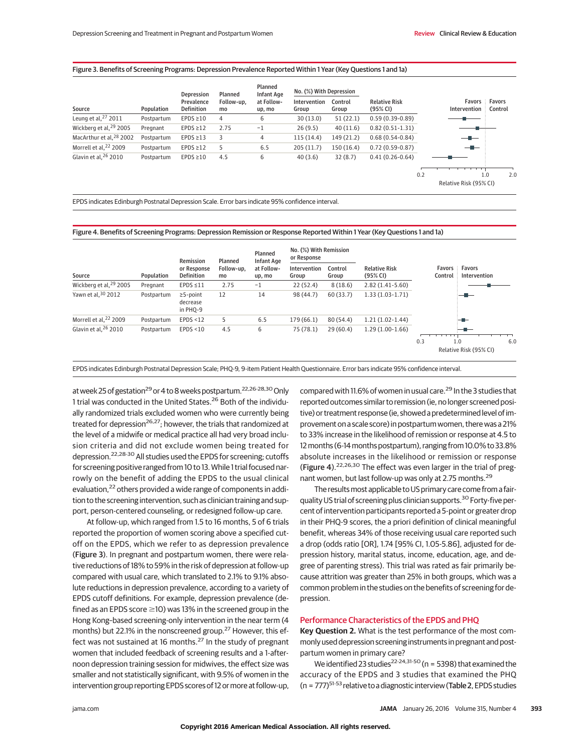Figure 3. Benefits of Screening Programs: Depression Prevalence Reported Within 1 Year (Key Questions 1 and 1a)

| Source | Population | Depression Prevalence Definition | Planned Follow-up, mo | Planned Infant Age at Follow-up, mo | No. (%) With Depression | | Relative Risk (95% CI) |
|---|---|---|---|---|---|---|---|
| | | | | | Intervention Group | Control Group | |
| Leung et al,[27] 2011 | Postpartum | EPDS ≥10 | 4 | 6 | 30 (13.0) | 51 (22.1) | 0.59 (0.39-0.89) |
| Wickberg et al,[29] 2005 | Pregnant | EPDS ≥12 | 2.75 | −1 | 26 (9.5) | 40 (11.6) | 0.82 (0.51-1.31) |
| MacArthur et al,[28] 2002 | Postpartum | EPDS ≥13 | 3 | 4 | 115 (14.4) | 149 (21.2) | 0.68 (0.54-0.84) |
| Morrell et al,[22] 2009 | Postpartum | EPDS ≥12 | 5 | 6.5 | 205 (11.7) | 150 (16.4) | 0.72 (0.59-0.87) |
| Glavin et al,[26] 2010 | Postpartum | EPDS ≥10 | 4.5 | 6 | 40 (3.6) | 32 (8.7) | 0.41 (0.26-0.64) |

EPDS indicates Edinburgh Postnatal Depression Scale. Error bars indicate 95% confidence interval.

Figure 4. Benefits of Screening Programs: Depression Remission or Response Reported Within 1 Year (Key Questions 1 and 1a)

| Source | Population | Remission or Response Definition | Planned Follow-up, mo | Planned Infant Age at Follow-up, mo | No. (%) With Remission or Response | | Relative Risk (95% CI) |
|---|---|---|---|---|---|---|---|
| | | | | | Intervention Group | Control Group | |
| Wickberg et al,[29] 2005 | Pregnant | EPDS ≤11 | 2.75 | −1 | 22 (52.4) | 8 (18.6) | 2.82 (1.41-5.60) |
| Yawn et al,[30] 2012 | Postpartum | ≥5-point decrease in PHQ-9 | 12 | 14 | 98 (44.7) | 60 (33.7) | 1.33 (1.03-1.71) |
| Morrell et al,[22] 2009 | Postpartum | EPDS <12 | 5 | 6.5 | 179 (66.1) | 80 (54.4) | 1.21 (1.02-1.44) |
| Glavin et al,[26] 2010 | Postpartum | EPDS <10 | 4.5 | 6 | 75 (78.1) | 29 (60.4) | 1.29 (1.00-1.66) |

EPDS indicates Edinburgh Postnatal Depression Scale; PHQ-9, 9-item Patient Health Questionnaire. Error bars indicate 95% confidence interval.

at week 25 of gestation[29] or 4 to 8 weeks postpartum.[22,26-28,30] Only 1 trial was conducted in the United States.[26] Both of the individually randomized trials excluded women who were currently being treated for depression[26,27]; however, the trials that randomized at the level of a midwife or medical practice all had very broad inclusion criteria and did not exclude women being treated for depression.[22,28-30] All studies used the EPDS for screening; cutoffs for screening positive ranged from 10 to 13. While 1 trial focused narrowly on the benefit of adding the EPDS to the usual clinical evaluation,[22] others provided a wide range of components in addition to the screening intervention, such as clinician training and support, person-centered counseling, or redesigned follow-up care.

At follow-up, which ranged from 1.5 to 16 months, 5 of 6 trials reported the proportion of women scoring above a specified cutoff on the EPDS, which we refer to as depression prevalence (Figure 3). In pregnant and postpartum women, there were relative reductions of 18% to 59% in the risk of depression at follow-up compared with usual care, which translated to 2.1% to 9.1% absolute reductions in depression prevalence, according to a variety of EPDS cutoff definitions. For example, depression prevalence (defined as an EPDS score ≥10) was 13% in the screened group in the Hong Kong–based screening-only intervention in the near term (4 months) but 22.1% in the nonscreened group.[27] However, this effect was not sustained at 16 months.[27] In the study of pregnant women that included feedback of screening results and a 1-afternoon depression training session for midwives, the effect size was smaller and not statistically significant, with 9.5% of women in the intervention group reporting EPDS scores of 12 or more at follow-up, compared with 11.6% of women in usual care.[29] In the 3 studies that reported outcomes similar to remission (ie, no longer screened positive) or treatment response (ie, showed a predetermined level of improvement on a scale score) in postpartum women, there was a 21% to 33% increase in the likelihood of remission or response at 4.5 to 12 months (6-14 months postpartum), ranging from 10.0% to 33.8% absolute increases in the likelihood or remission or response (Figure 4).[22,26,30] The effect was even larger in the trial of pregnant women, but last follow-up was only at 2.75 months.[29]

The results most applicable to US primary care come from a fair-quality US trial of screening plus clinician supports.[30] Forty-five percent of intervention participants reported a 5-point or greater drop in their PHQ-9 scores, the a priori definition of clinical meaningful benefit, whereas 34% of those receiving usual care reported such a drop (odds ratio [OR], 1.74 [95% CI, 1.05-5.86], adjusted for depression history, marital status, income, education, age, and degree of parenting stress). This trial was rated as fair primarily because attrition was greater than 25% in both groups, which was a common problem in the studies on the benefits of screening for depression.

## Performance Characteristics of the EPDS and PHQ

**Key Question 2.** What is the test performance of the most commonly used depression screening instruments in pregnant and postpartum women in primary care?

We identified 23 studies[22-24,31-50] (n = 5398) that examined the accuracy of the EPDS and 3 studies that examined the PHQ (n = 777)[51-53] relative to a diagnostic interview (Table 2, EPDS studies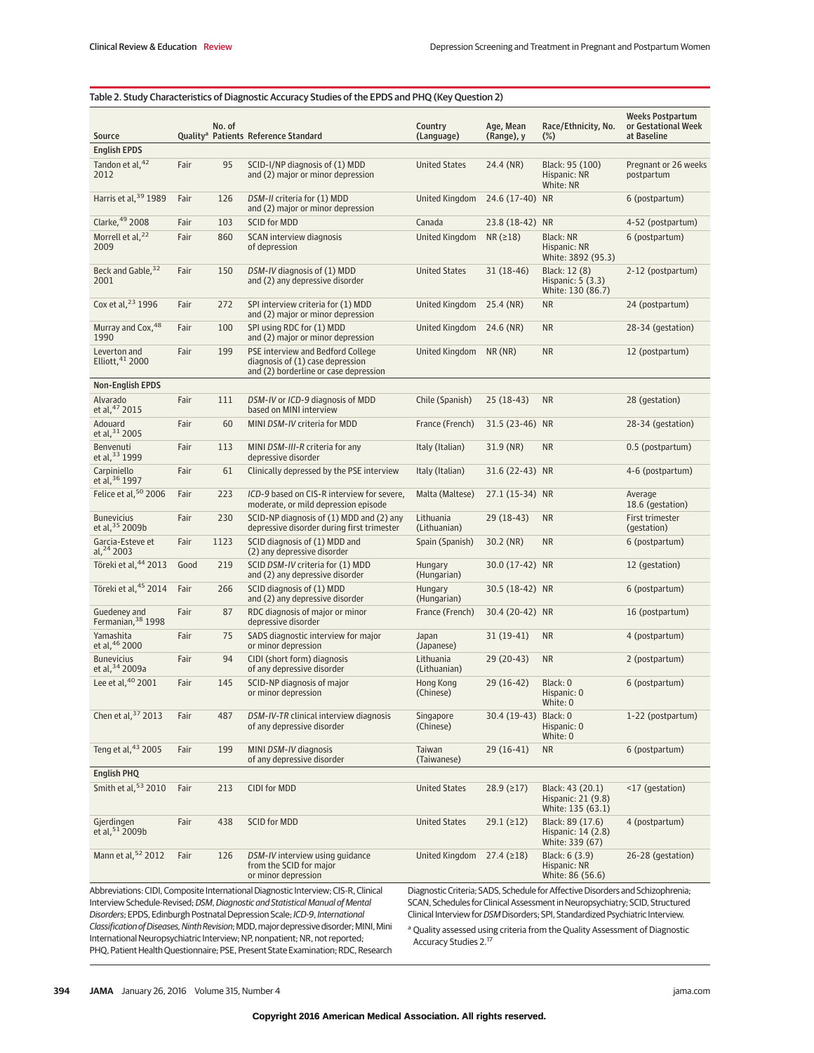Table 2. Study Characteristics of Diagnostic Accuracy Studies of the EPDS and PHQ (Key Question 2)

| Source | Quality[a] | No. of Patients | Reference Standard | Country (Language) | Age, Mean (Range), y | Race/Ethnicity, No. (%) | Weeks Postpartum or Gestational Week at Baseline |
|---|---|---|---|---|---|---|---|
| **English EPDS** | | | | | | | |
| Tandon et al,[42] 2012 | Fair | 95 | SCID-I/NP diagnosis of (1) MDD and (2) major or minor depression | United States | 24.4 (NR) | Black: 95 (100) Hispanic: NR White: NR | Pregnant or 26 weeks postpartum |
| Harris et al,[39] 1989 | Fair | 126 | *DSM-II* criteria for (1) MDD and (2) major or minor depression | United Kingdom | 24.6 (17-40) | NR | 6 (postpartum) |
| Clarke,[49] 2008 | Fair | 103 | SCID for MDD | Canada | 23.8 (18-42) | NR | 4-52 (postpartum) |
| Morrell et al,[22] 2009 | Fair | 860 | SCAN interview diagnosis of depression | United Kingdom | NR (≥18) | Black: NR Hispanic: NR White: 3892 (95.3) | 6 (postpartum) |
| Beck and Gable,[32] 2001 | Fair | 150 | *DSM-IV* diagnosis of (1) MDD and (2) any depressive disorder | United States | 31 (18-46) | Black: 12 (8) Hispanic: 5 (3.3) White: 130 (86.7) | 2-12 (postpartum) |
| Cox et al,[23] 1996 | Fair | 272 | SPI interview criteria for (1) MDD and (2) major or minor depression | United Kingdom | 25.4 (NR) | NR | 24 (postpartum) |
| Murray and Cox,[48] 1990 | Fair | 100 | SPI using RDC for (1) MDD and (2) major or minor depression | United Kingdom | 24.6 (NR) | NR | 28-34 (gestation) |
| Leverton and Elliott,[41] 2000 | Fair | 199 | PSE interview and Bedford College diagnosis of (1) case depression and (2) borderline or case depression | United Kingdom | NR (NR) | NR | 12 (postpartum) |
| **Non-English EPDS** | | | | | | | |
| Alvarado et al,[47] 2015 | Fair | 111 | *DSM-IV* or *ICD-9* diagnosis of MDD based on MINI interview | Chile (Spanish) | 25 (18-43) | NR | 28 (gestation) |
| Adouard et al,[31] 2005 | Fair | 60 | MINI *DSM-IV* criteria for MDD | France (French) | 31.5 (23-46) | NR | 28-34 (gestation) |
| Benvenuti et al,[33] 1999 | Fair | 113 | MINI *DSM-III-R* criteria for any depressive disorder | Italy (Italian) | 31.9 (NR) | NR | 0.5 (postpartum) |
| Carpiniello et al,[36] 1997 | Fair | 61 | Clinically depressed by the PSE interview | Italy (Italian) | 31.6 (22-43) | NR | 4-6 (postpartum) |
| Felice et al,[50] 2006 | Fair | 223 | *ICD-9* based on CIS-R interview for severe, moderate, or mild depression episode | Malta (Maltese) | 27.1 (15-34) | NR | Average 18.6 (gestation) |
| Bunevicius et al,[35] 2009b | Fair | 230 | SCID-NP diagnosis of (1) MDD and (2) any depressive disorder during first trimester | Lithuania (Lithuanian) | 29 (18-43) | NR | First trimester (gestation) |
| Garcia-Esteve et al,[24] 2003 | Fair | 1123 | SCID diagnosis of (1) MDD and (2) any depressive disorder | Spain (Spanish) | 30.2 (NR) | NR | 6 (postpartum) |
| Töreki et al,[44] 2013 | Good | 219 | SCID *DSM-IV* criteria for (1) MDD and (2) any depressive disorder | Hungary (Hungarian) | 30.0 (17-42) | NR | 12 (gestation) |
| Töreki et al,[45] 2014 | Fair | 266 | SCID diagnosis of (1) MDD and (2) any depressive disorder | Hungary (Hungarian) | 30.5 (18-42) | NR | 6 (postpartum) |
| Guedeney and Fermanian,[38] 1998 | Fair | 87 | RDC diagnosis of major or minor depressive disorder | France (French) | 30.4 (20-42) | NR | 16 (postpartum) |
| Yamashita et al,[46] 2000 | Fair | 75 | SADS diagnostic interview for major or minor depression | Japan (Japanese) | 31 (19-41) | NR | 4 (postpartum) |
| Bunevicius et al,[34] 2009a | Fair | 94 | CIDI (short form) diagnosis of any depressive disorder | Lithuania (Lithuanian) | 29 (20-43) | NR | 2 (postpartum) |
| Lee et al,[40] 2001 | Fair | 145 | SCID-NP diagnosis of major or minor depression | Hong Kong (Chinese) | 29 (16-42) | Black: 0 Hispanic: 0 White: 0 | 6 (postpartum) |
| Chen et al,[37] 2013 | Fair | 487 | *DSM-IV-TR* clinical interview diagnosis of any depressive disorder | Singapore (Chinese) | 30.4 (19-43) | Black: 0 Hispanic: 0 White: 0 | 1-22 (postpartum) |
| Teng et al,[43] 2005 | Fair | 199 | MINI *DSM-IV* diagnosis of any depressive disorder | Taiwan (Taiwanese) | 29 (16-41) | NR | 6 (postpartum) |
| **English PHQ** | | | | | | | |
| Smith et al,[53] 2010 | Fair | 213 | CIDI for MDD | United States | 28.9 (≥17) | Black: 43 (20.1) Hispanic: 21 (9.8) White: 135 (63.1) | <17 (gestation) |
| Gjerdingen et al,[51] 2009b | Fair | 438 | SCID for MDD | United States | 29.1 (≥12) | Black: 89 (17.6) Hispanic: 14 (2.8) White: 339 (67) | 4 (postpartum) |
| Mann et al,[52] 2012 | Fair | 126 | *DSM-IV* interview using guidance from the SCID for major or minor depression | United Kingdom | 27.4 (≥18) | Black: 6 (3.9) Hispanic: NR White: 86 (56.6) | 26-28 (gestation) |

Abbreviations: CIDI, Composite International Diagnostic Interview; CIS-R, Clinical Interview Schedule-Revised; *DSM*, *Diagnostic and Statistical Manual of Mental Disorders*; EPDS, Edinburgh Postnatal Depression Scale; *ICD-9*, *International Classification of Diseases, Ninth Revision*; MDD, major depressive disorder; MINI, Mini International Neuropsychiatric Interview; NP, nonpatient; NR, not reported; PHQ, Patient Health Questionnaire; PSE, Present State Examination; RDC, Research Diagnostic Criteria; SADS, Schedule for Affective Disorders and Schizophrenia; SCAN, Schedules for Clinical Assessment in Neuropsychiatry; SCID, Structured Clinical Interview for *DSM* Disorders; SPI, Standardized Psychiatric Interview.

[a] Quality assessed using criteria from the Quality Assessment of Diagnostic Accuracy Studies 2.[17]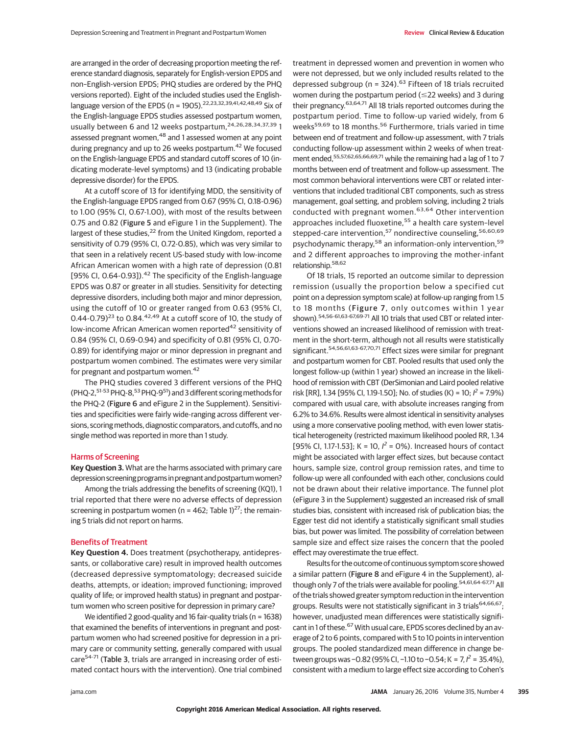are arranged in the order of decreasing proportion meeting the reference standard diagnosis, separately for English-version EPDS and non–English-version EPDS; PHQ studies are ordered by the PHQ versions reported). Eight of the included studies used the English-language version of the EPDS (n = 1905).[22,23,32,39,41,42,48,49] Six of the English-language EPDS studies assessed postpartum women, usually between 6 and 12 weeks postpartum,[24,26,28,34,37,39] 1 assessed pregnant women,[48] and 1 assessed women at any point during pregnancy and up to 26 weeks postpartum.[42] We focused on the English-language EPDS and standard cutoff scores of 10 (indicating moderate-level symptoms) and 13 (indicating probable depressive disorder) for the EPDS.

At a cutoff score of 13 for identifying MDD, the sensitivity of the English-language EPDS ranged from 0.67 (95% CI, 0.18-0.96) to 1.00 (95% CI, 0.67-1.00), with most of the results between 0.75 and 0.82 (**Figure 5** and eFigure 1 in the Supplement). The largest of these studies,[22] from the United Kingdom, reported a sensitivity of 0.79 (95% CI, 0.72-0.85), which was very similar to that seen in a relatively recent US-based study with low-income African American women with a high rate of depression (0.81 [95% CI, 0.64-0.93]).[42] The specificity of the English-language EPDS was 0.87 or greater in all studies. Sensitivity for detecting depressive disorders, including both major and minor depression, using the cutoff of 10 or greater ranged from 0.63 (95% CI, 0.44-0.79)[23] to 0.84.[42,49] At a cutoff score of 10, the study of low-income African American women reported[42] sensitivity of 0.84 (95% CI, 0.69-0.94) and specificity of 0.81 (95% CI, 0.70-0.89) for identifying major or minor depression in pregnant and postpartum women combined. The estimates were very similar for pregnant and postpartum women.[42]

The PHQ studies covered 3 different versions of the PHQ (PHQ-2,[51-53] PHQ-8,[53] PHQ-9[51]) and 3 different scoring methods for the PHQ-2 (**Figure 6** and eFigure 2 in the Supplement). Sensitivities and specificities were fairly wide-ranging across different versions, scoring methods, diagnostic comparators, and cutoffs, and no single method was reported in more than 1 study.

## Harms of Screening

**Key Question 3.** What are the harms associated with primary care depression screening programs in pregnant and postpartum women?

Among the trials addressing the benefits of screening (KQ1), 1 trial reported that there were no adverse effects of depression screening in postpartum women (n = 462; Table 1)[27]; the remaining 5 trials did not report on harms.

## Benefits of Treatment

**Key Question 4.** Does treatment (psychotherapy, antidepressants, or collaborative care) result in improved health outcomes (decreased depressive symptomatology; decreased suicide deaths, attempts, or ideation; improved functioning; improved quality of life; or improved health status) in pregnant and postpartum women who screen positive for depression in primary care?

We identified 2 good-quality and 16 fair-quality trials (n = 1638) that examined the benefits of interventions in pregnant and postpartum women who had screened positive for depression in a primary care or community setting, generally compared with usual care[54-71] (**Table 3**, trials are arranged in increasing order of estimated contact hours with the intervention). One trial combined treatment in depressed women and prevention in women who were not depressed, but we only included results related to the depressed subgroup (n = 324).[63] Fifteen of 18 trials recruited women during the postpartum period (≤22 weeks) and 3 during their pregnancy.[63,64,71] All 18 trials reported outcomes during the postpartum period. Time to follow-up varied widely, from 6 weeks[59,69] to 18 months.[56] Furthermore, trials varied in time between end of treatment and follow-up assessment, with 7 trials conducting follow-up assessment within 2 weeks of when treatment ended,[55,57,62,65,66,69,71] while the remaining had a lag of 1 to 7 months between end of treatment and follow-up assessment. The most common behavioral interventions were CBT or related interventions that included traditional CBT components, such as stress management, goal setting, and problem solving, including 2 trials conducted with pregnant women.[63,64] Other intervention approaches included fluoxetine,[55] a health care system–level stepped-care intervention,[57] nondirective counseling,[56,60,69] psychodynamic therapy,[58] an information-only intervention,[59] and 2 different approaches to improving the mother-infant relationship.[58,62]

Of 18 trials, 15 reported an outcome similar to depression remission (usually the proportion below a specified cut point on a depression symptom scale) at follow-up ranging from 1.5 to 18 months (**Figure 7**, only outcomes within 1 year shown).[54,56-61,63-67,69-71] All 10 trials that used CBT or related interventions showed an increased likelihood of remission with treatment in the short-term, although not all results were statistically significant.[54,56,61,63-67,70,71] Effect sizes were similar for pregnant and postpartum women for CBT. Pooled results that used only the longest follow-up (within 1 year) showed an increase in the likelihood of remission with CBT (DerSimonian and Laird pooled relative risk [RR], 1.34 [95% CI, 1.19-1.50]; No. of studies (K) = 10; $I^2$ = 7.9%) compared with usual care, with absolute increases ranging from 6.2% to 34.6%. Results were almost identical in sensitivity analyses using a more conservative pooling method, with even lower statistical heterogeneity (restricted maximum likelihood pooled RR, 1.34 [95% CI, 1.17-1.53]; K = 10, $I^2$ = 0%). Increased hours of contact might be associated with larger effect sizes, but because contact hours, sample size, control group remission rates, and time to follow-up were all confounded with each other, conclusions could not be drawn about their relative importance. The funnel plot (eFigure 3 in the Supplement) suggested an increased risk of small studies bias, consistent with increased risk of publication bias; the Egger test did not identify a statistically significant small studies bias, but power was limited. The possibility of correlation between sample size and effect size raises the concern that the pooled effect may overestimate the true effect.

Results for the outcome of continuous symptom score showed a similar pattern (**Figure 8** and eFigure 4 in the Supplement), although only 7 of the trials were available for pooling.[54,61,64-67,71] All of the trials showed greater symptom reduction in the intervention groups. Results were not statistically significant in 3 trials[64,66,67]; however, unadjusted mean differences were statistically significant in 1 of these.[67] With usual care, EPDS scores declined by an average of 2 to 6 points, compared with 5 to 10 points in intervention groups. The pooled standardized mean difference in change between groups was −0.82 (95% CI, −1.10 to −0.54; K = 7, $I^2$ = 35.4%), consistent with a medium to large effect size according to Cohen's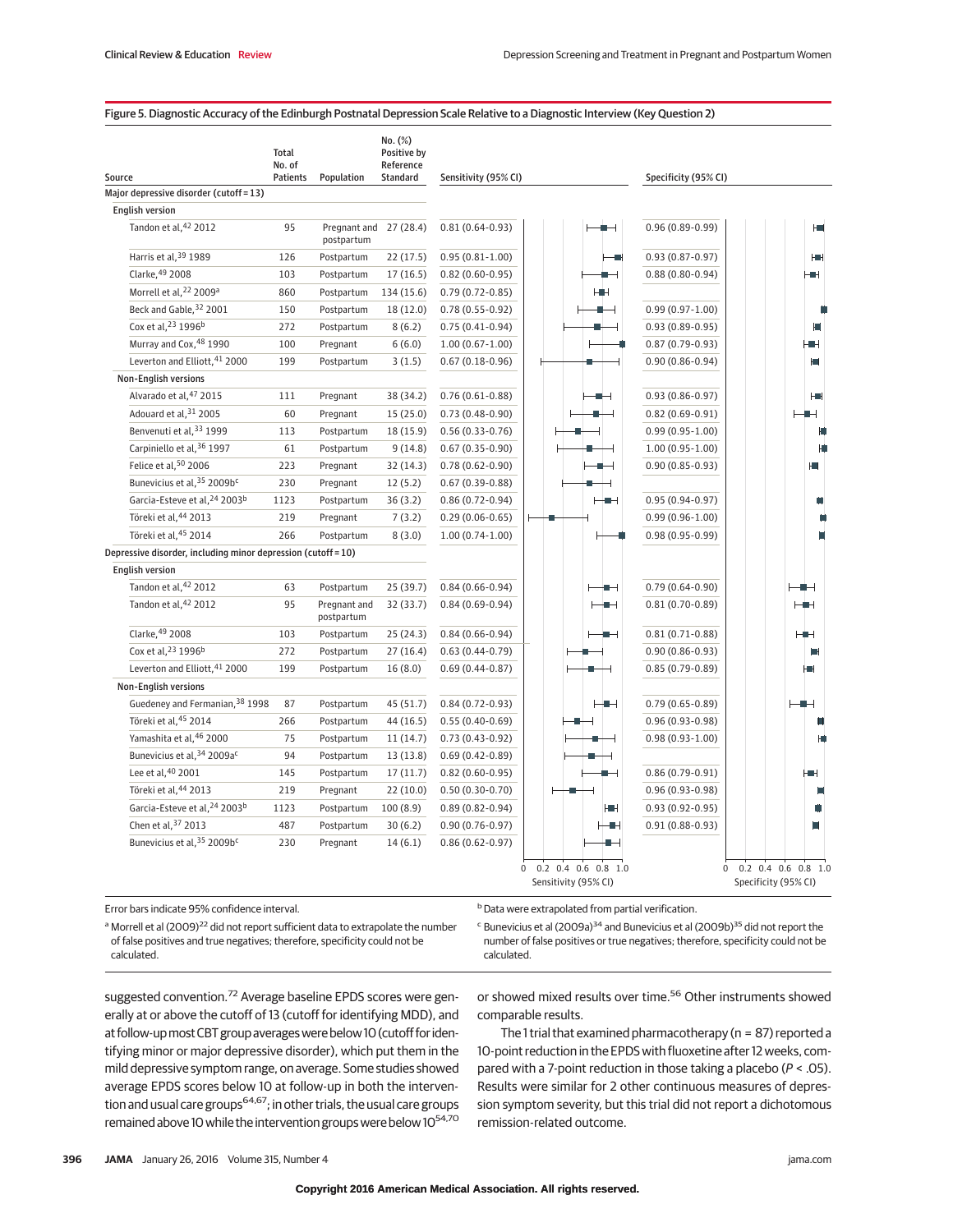Figure 5. Diagnostic Accuracy of the Edinburgh Postnatal Depression Scale Relative to a Diagnostic Interview (Key Question 2)

| Source | Total No. of Patients | Population | No. (%) Positive by Reference Standard | Sensitivity (95% CI) | Specificity (95% CI) |
|---|---|---|---|---|---|
| **Major depressive disorder (cutoff = 13)** | | | | | |
| *English version* | | | | | |
| Tandon et al,[42] 2012 | 95 | Pregnant and postpartum | 27 (28.4) | 0.81 (0.64-0.93) | 0.96 (0.89-0.99) |
| Harris et al,[39] 1989 | 126 | Postpartum | 22 (17.5) | 0.95 (0.81-1.00) | 0.93 (0.87-0.97) |
| Clarke,[49] 2008 | 103 | Postpartum | 17 (16.5) | 0.82 (0.60-0.95) | 0.88 (0.80-0.94) |
| Morrell et al,[22] 2009[a] | 860 | Postpartum | 134 (15.6) | 0.79 (0.72-0.85) | |
| Beck and Gable,[32] 2001 | 150 | Postpartum | 18 (12.0) | 0.78 (0.55-0.92) | 0.99 (0.97-1.00) |
| Cox et al,[23] 1996[b] | 272 | Postpartum | 8 (6.2) | 0.75 (0.41-0.94) | 0.93 (0.89-0.95) |
| Murray and Cox,[48] 1990 | 100 | Pregnant | 6 (6.0) | 1.00 (0.67-1.00) | 0.87 (0.79-0.93) |
| Leverton and Elliott,[41] 2000 | 199 | Postpartum | 3 (1.5) | 0.67 (0.18-0.96) | 0.90 (0.86-0.94) |
| *Non-English versions* | | | | | |
| Alvarado et al,[47] 2015 | 111 | Pregnant | 38 (34.2) | 0.76 (0.61-0.88) | 0.93 (0.86-0.97) |
| Adouard et al,[31] 2005 | 60 | Pregnant | 15 (25.0) | 0.73 (0.48-0.90) | 0.82 (0.69-0.91) |
| Benvenuti et al,[33] 1999 | 113 | Postpartum | 18 (15.9) | 0.56 (0.33-0.76) | 0.99 (0.95-1.00) |
| Carpiniello et al,[36] 1997 | 61 | Postpartum | 9 (14.8) | 0.67 (0.35-0.90) | 1.00 (0.95-1.00) |
| Felice et al,[50] 2006 | 223 | Pregnant | 32 (14.3) | 0.78 (0.62-0.90) | 0.90 (0.85-0.93) |
| Bunevicius et al,[35] 2009b[c] | 230 | Pregnant | 12 (5.2) | 0.67 (0.39-0.88) | |
| Garcia-Esteve et al,[24] 2003[b] | 1123 | Postpartum | 36 (3.2) | 0.86 (0.72-0.94) | 0.95 (0.94-0.97) |
| Töreki et al,[44] 2013 | 219 | Pregnant | 7 (3.2) | 0.29 (0.06-0.65) | 0.99 (0.96-1.00) |
| Töreki et al,[45] 2014 | 266 | Postpartum | 8 (3.0) | 1.00 (0.74-1.00) | 0.98 (0.95-0.99) |
| **Depressive disorder, including minor depression (cutoff = 10)** | | | | | |
| *English version* | | | | | |
| Tandon et al,[42] 2012 | 63 | Postpartum | 25 (39.7) | 0.84 (0.66-0.94) | 0.79 (0.64-0.90) |
| Tandon et al,[42] 2012 | 95 | Pregnant and postpartum | 32 (33.7) | 0.84 (0.69-0.94) | 0.81 (0.70-0.89) |
| Clarke,[49] 2008 | 103 | Postpartum | 25 (24.3) | 0.84 (0.66-0.94) | 0.81 (0.71-0.88) |
| Cox et al,[23] 1996[b] | 272 | Postpartum | 27 (16.4) | 0.63 (0.44-0.79) | 0.90 (0.86-0.93) |
| Leverton and Elliott,[41] 2000 | 199 | Postpartum | 16 (8.0) | 0.69 (0.44-0.87) | 0.85 (0.79-0.89) |
| *Non-English versions* | | | | | |
| Guedeney and Fermanian,[38] 1998 | 87 | Postpartum | 45 (51.7) | 0.84 (0.72-0.93) | 0.79 (0.65-0.89) |
| Töreki et al,[45] 2014 | 266 | Postpartum | 44 (16.5) | 0.55 (0.40-0.69) | 0.96 (0.93-0.98) |
| Yamashita et al,[46] 2000 | 75 | Postpartum | 11 (14.7) | 0.73 (0.43-0.92) | 0.98 (0.93-1.00) |
| Bunevicius et al,[34] 2009a[c] | 94 | Postpartum | 13 (13.8) | 0.69 (0.42-0.89) | |
| Lee et al,[40] 2001 | 145 | Postpartum | 17 (11.7) | 0.82 (0.60-0.95) | 0.86 (0.79-0.91) |
| Töreki et al,[44] 2013 | 219 | Pregnant | 22 (10.0) | 0.50 (0.30-0.70) | 0.96 (0.93-0.98) |
| Garcia-Esteve et al,[24] 2003[b] | 1123 | Postpartum | 100 (8.9) | 0.89 (0.82-0.94) | 0.93 (0.92-0.95) |
| Chen et al,[37] 2013 | 487 | Postpartum | 30 (6.2) | 0.90 (0.76-0.97) | 0.91 (0.88-0.93) |
| Bunevicius et al,[35] 2009b[c] | 230 | Pregnant | 14 (6.1) | 0.86 (0.62-0.97) | |

Error bars indicate 95% confidence interval.

[a] Morrell et al (2009)[22] did not report sufficient data to extrapolate the number of false positives and true negatives; therefore, specificity could not be calculated.

[b] Data were extrapolated from partial verification.

[c] Bunevicius et al (2009a)[34] and Bunevicius et al (2009b)[35] did not report the number of false positives or true negatives; therefore, specificity could not be calculated.

suggested convention.[72] Average baseline EPDS scores were generally at or above the cutoff of 13 (cutoff for identifying MDD), and at follow-up most CBT group averages were below 10 (cutoff for identifying minor or major depressive disorder), which put them in the mild depressive symptom range, on average. Some studies showed average EPDS scores below 10 at follow-up in both the intervention and usual care groups[64,67]; in other trials, the usual care groups remained above 10 while the intervention groups were below 10[54,70] or showed mixed results over time.[56] Other instruments showed comparable results.

The 1 trial that examined pharmacotherapy (n = 87) reported a 10-point reduction in the EPDS with fluoxetine after 12 weeks, compared with a 7-point reduction in those taking a placebo ($P < .05$). Results were similar for 2 other continuous measures of depression symptom severity, but this trial did not report a dichotomous remission-related outcome.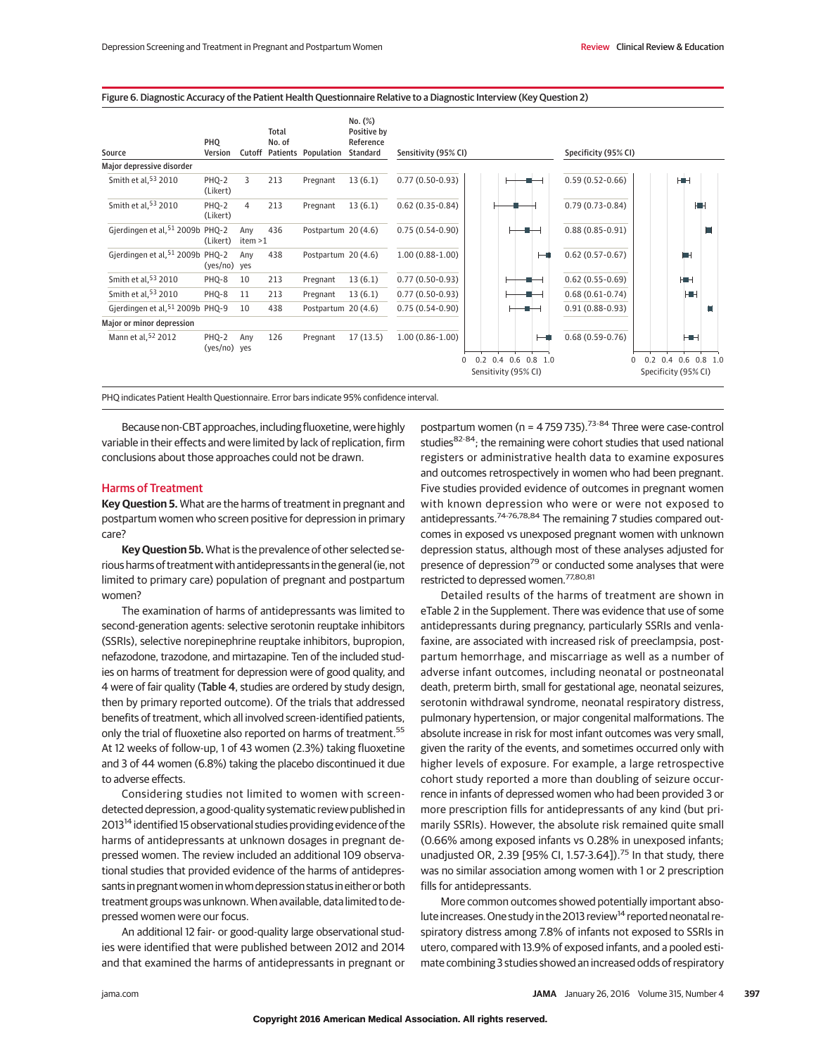Figure 6. Diagnostic Accuracy of the Patient Health Questionnaire Relative to a Diagnostic Interview (Key Question 2)

| Source | PHQ Version | Cutoff | Total No. of Patients | Population | No. (%) Positive by Reference Standard | Sensitivity (95% CI) | Specificity (95% CI) |
|---|---|---|---|---|---|---|---|
| **Major depressive disorder** | | | | | | | |
| Smith et al,[53] 2010 | PHQ-2 (Likert) | 3 | 213 | Pregnant | 13 (6.1) | 0.77 (0.50-0.93) | 0.59 (0.52-0.66) |
| Smith et al,[53] 2010 | PHQ-2 (Likert) | 4 | 213 | Pregnant | 13 (6.1) | 0.62 (0.35-0.84) | 0.79 (0.73-0.84) |
| Gjerdingen et al,[51] 2009b | PHQ-2 (Likert) | Any item >1 | 436 | Postpartum | 20 (4.6) | 0.75 (0.54-0.90) | 0.88 (0.85-0.91) |
| Gjerdingen et al,[51] 2009b | PHQ-2 (yes/no) | Any yes | 438 | Postpartum | 20 (4.6) | 1.00 (0.88-1.00) | 0.62 (0.57-0.67) |
| Smith et al,[53] 2010 | PHQ-8 | 10 | 213 | Pregnant | 13 (6.1) | 0.77 (0.50-0.93) | 0.62 (0.55-0.69) |
| Smith et al,[53] 2010 | PHQ-8 | 11 | 213 | Pregnant | 13 (6.1) | 0.77 (0.50-0.93) | 0.68 (0.61-0.74) |
| Gjerdingen et al,[51] 2009b | PHQ-9 | 10 | 438 | Postpartum | 20 (4.6) | 0.75 (0.54-0.90) | 0.91 (0.88-0.93) |
| **Major or minor depression** | | | | | | | |
| Mann et al,[52] 2012 | PHQ-2 (yes/no) | Any yes | 126 | Pregnant | 17 (13.5) | 1.00 (0.86-1.00) | 0.68 (0.59-0.76) |

PHQ indicates Patient Health Questionnaire. Error bars indicate 95% confidence interval.

Because non-CBT approaches, including fluoxetine, were highly variable in their effects and were limited by lack of replication, firm conclusions about those approaches could not be drawn.

## Harms of Treatment

**Key Question 5.** What are the harms of treatment in pregnant and postpartum women who screen positive for depression in primary care?

**Key Question 5b.** What is the prevalence of other selected serious harms of treatment with antidepressants in the general (ie, not limited to primary care) population of pregnant and postpartum women?

The examination of harms of antidepressants was limited to second-generation agents: selective serotonin reuptake inhibitors (SSRIs), selective norepinephrine reuptake inhibitors, bupropion, nefazodone, trazodone, and mirtazapine. Ten of the included studies on harms of treatment for depression were of good quality, and 4 were of fair quality (Table 4, studies are ordered by study design, then by primary reported outcome). Of the trials that addressed benefits of treatment, which all involved screen-identified patients, only the trial of fluoxetine also reported on harms of treatment.[55] At 12 weeks of follow-up, 1 of 43 women (2.3%) taking fluoxetine and 3 of 44 women (6.8%) taking the placebo discontinued it due to adverse effects.

Considering studies not limited to women with screen-detected depression, a good-quality systematic review published in 2013[14] identified 15 observational studies providing evidence of the harms of antidepressants at unknown dosages in pregnant depressed women. The review included an additional 109 observational studies that provided evidence of the harms of antidepressants in pregnant women in whom depression status in either or both treatment groups was unknown. When available, data limited to depressed women were our focus.

An additional 12 fair- or good-quality large observational studies were identified that were published between 2012 and 2014 and that examined the harms of antidepressants in pregnant or postpartum women (n = 4 759 735).[73-84] Three were case-control studies[82-84]; the remaining were cohort studies that used national registers or administrative health data to examine exposures and outcomes retrospectively in women who had been pregnant. Five studies provided evidence of outcomes in pregnant women with known depression who were or were not exposed to antidepressants.[74-76,78,84] The remaining 7 studies compared outcomes in exposed vs unexposed pregnant women with unknown depression status, although most of these analyses adjusted for presence of depression[79] or conducted some analyses that were restricted to depressed women.[77,80,81]

Detailed results of the harms of treatment are shown in eTable 2 in the Supplement. There was evidence that use of some antidepressants during pregnancy, particularly SSRIs and venlafaxine, are associated with increased risk of preeclampsia, postpartum hemorrhage, and miscarriage as well as a number of adverse infant outcomes, including neonatal or postneonatal death, preterm birth, small for gestational age, neonatal seizures, serotonin withdrawal syndrome, neonatal respiratory distress, pulmonary hypertension, or major congenital malformations. The absolute increase in risk for most infant outcomes was very small, given the rarity of the events, and sometimes occurred only with higher levels of exposure. For example, a large retrospective cohort study reported a more than doubling of seizure occurrence in infants of depressed women who had been provided 3 or more prescription fills for antidepressants of any kind (but primarily SSRIs). However, the absolute risk remained quite small (0.66% among exposed infants vs 0.28% in unexposed infants; unadjusted OR, 2.39 [95% CI, 1.57-3.64]).[75] In that study, there was no similar association among women with 1 or 2 prescription fills for antidepressants.

More common outcomes showed potentially important absolute increases. One study in the 2013 review[14] reported neonatal respiratory distress among 7.8% of infants not exposed to SSRIs in utero, compared with 13.9% of exposed infants, and a pooled estimate combining 3 studies showed an increased odds of respiratory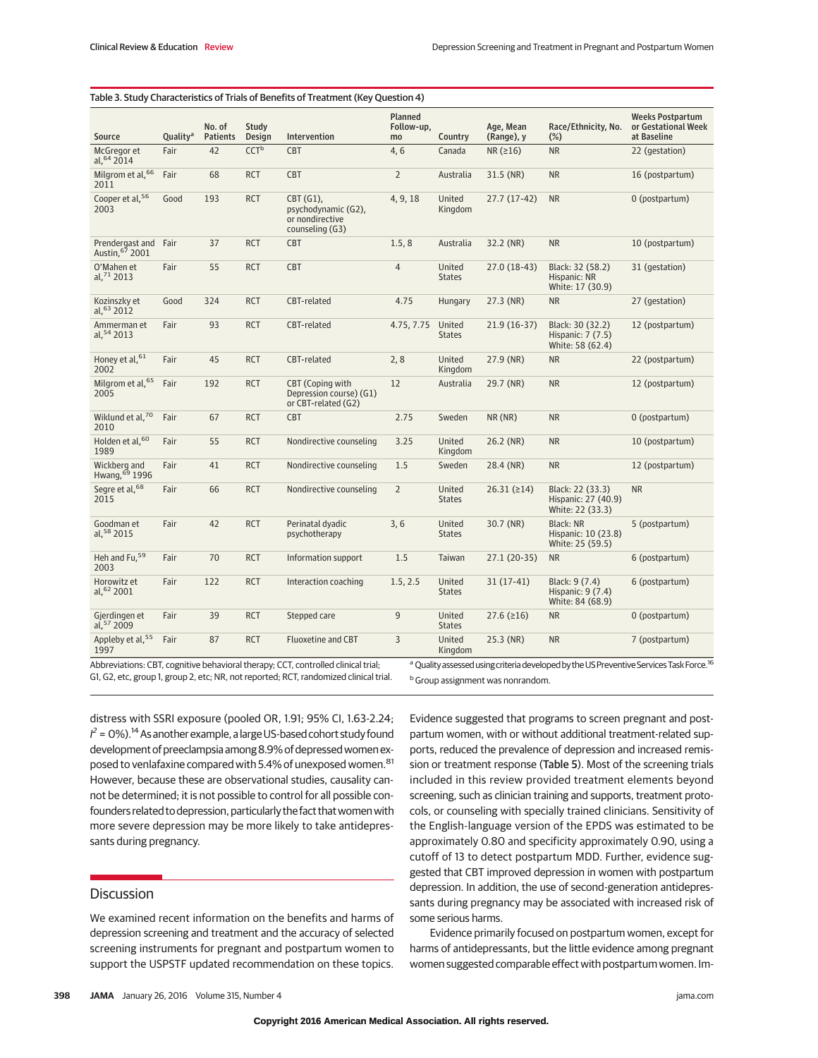Table 3. Study Characteristics of Trials of Benefits of Treatment (Key Question 4)

| Source | Quality[a] | No. of Patients | Study Design | Intervention | Planned Follow-up, mo | Country | Age, Mean (Range), y | Race/Ethnicity, No. (%) | Weeks Postpartum or Gestational Week at Baseline |
|---|---|---|---|---|---|---|---|---|---|
| McGregor et al,[64] 2014 | Fair | 42 | CCT[b] | CBT | 4, 6 | Canada | NR (≥16) | NR | 22 (gestation) |
| Milgrom et al,[66] 2011 | Fair | 68 | RCT | CBT | 2 | Australia | 31.5 (NR) | NR | 16 (postpartum) |
| Cooper et al,[56] 2003 | Good | 193 | RCT | CBT (G1), psychodynamic (G2), or nondirective counseling (G3) | 4, 9, 18 | United Kingdom | 27.7 (17-42) | NR | 0 (postpartum) |
| Prendergast and Austin,[67] 2001 | Fair | 37 | RCT | CBT | 1.5, 8 | Australia | 32.2 (NR) | NR | 10 (postpartum) |
| O'Mahen et al,[71] 2013 | Fair | 55 | RCT | CBT | 4 | United States | 27.0 (18-43) | Black: 32 (58.2) Hispanic: NR White: 17 (30.9) | 31 (gestation) |
| Kozinszky et al,[63] 2012 | Good | 324 | RCT | CBT-related | 4.75 | Hungary | 27.3 (NR) | NR | 27 (gestation) |
| Ammerman et al,[54] 2013 | Fair | 93 | RCT | CBT-related | 4.75, 7.75 | United States | 21.9 (16-37) | Black: 30 (32.2) Hispanic: 7 (7.5) White: 58 (62.4) | 12 (postpartum) |
| Honey et al,[61] 2002 | Fair | 45 | RCT | CBT-related | 2, 8 | United Kingdom | 27.9 (NR) | NR | 22 (postpartum) |
| Milgrom et al,[65] 2005 | Fair | 192 | RCT | CBT (Coping with Depression course) (G1) or CBT-related (G2) | 12 | Australia | 29.7 (NR) | NR | 12 (postpartum) |
| Wiklund et al,[70] 2010 | Fair | 67 | RCT | CBT | 2.75 | Sweden | NR (NR) | NR | 0 (postpartum) |
| Holden et al,[60] 1989 | Fair | 55 | RCT | Nondirective counseling | 3.25 | United Kingdom | 26.2 (NR) | NR | 10 (postpartum) |
| Wickberg and Hwang,[69] 1996 | Fair | 41 | RCT | Nondirective counseling | 1.5 | Sweden | 28.4 (NR) | NR | 12 (postpartum) |
| Segre et al,[68] 2015 | Fair | 66 | RCT | Nondirective counseling | 2 | United States | 26.31 (≥14) | Black: 22 (33.3) Hispanic: 27 (40.9) White: 22 (33.3) | NR |
| Goodman et al,[58] 2015 | Fair | 42 | RCT | Perinatal dyadic psychotherapy | 3, 6 | United States | 30.7 (NR) | Black: NR Hispanic: 10 (23.8) White: 25 (59.5) | 5 (postpartum) |
| Heh and Fu,[59] 2003 | Fair | 70 | RCT | Information support | 1.5 | Taiwan | 27.1 (20-35) | NR | 6 (postpartum) |
| Horowitz et al,[62] 2001 | Fair | 122 | RCT | Interaction coaching | 1.5, 2.5 | United States | 31 (17-41) | Black: 9 (7.4) Hispanic: 9 (7.4) White: 84 (68.9) | 6 (postpartum) |
| Gjerdingen et al,[57] 2009 | Fair | 39 | RCT | Stepped care | 9 | United States | 27.6 (≥16) | NR | 0 (postpartum) |
| Appleby et al,[55] 1997 | Fair | 87 | RCT | Fluoxetine and CBT | 3 | United Kingdom | 25.3 (NR) | NR | 7 (postpartum) |

Abbreviations: CBT, cognitive behavioral therapy; CCT, controlled clinical trial; G1, G2, etc, group 1, group 2, etc; NR, not reported; RCT, randomized clinical trial.

[a] Quality assessed using criteria developed by the US Preventive Services Task Force.[16]

[b] Group assignment was nonrandom.

distress with SSRI exposure (pooled OR, 1.91; 95% CI, 1.63-2.24; $I^2$ = 0%).[14] As another example, a large US-based cohort study found development of preeclampsia among 8.9% of depressed women exposed to venlafaxine compared with 5.4% of unexposed women.[81] However, because these are observational studies, causality cannot be determined; it is not possible to control for all possible confounders related to depression, particularly the fact that women with more severe depression may be more likely to take antidepressants during pregnancy.

## Discussion

We examined recent information on the benefits and harms of depression screening and treatment and the accuracy of selected screening instruments for pregnant and postpartum women to support the USPSTF updated recommendation on these topics. Evidence suggested that programs to screen pregnant and postpartum women, with or without additional treatment-related supports, reduced the prevalence of depression and increased remission or treatment response (Table 5). Most of the screening trials included in this review provided treatment elements beyond screening, such as clinician training and supports, treatment protocols, or counseling with specially trained clinicians. Sensitivity of the English-language version of the EPDS was estimated to be approximately 0.80 and specificity approximately 0.90, using a cutoff of 13 to detect postpartum MDD. Further, evidence suggested that CBT improved depression in women with postpartum depression. In addition, the use of second-generation antidepressants during pregnancy may be associated with increased risk of some serious harms.

Evidence primarily focused on postpartum women, except for harms of antidepressants, but the little evidence among pregnant women suggested comparable effect with postpartum women. Im-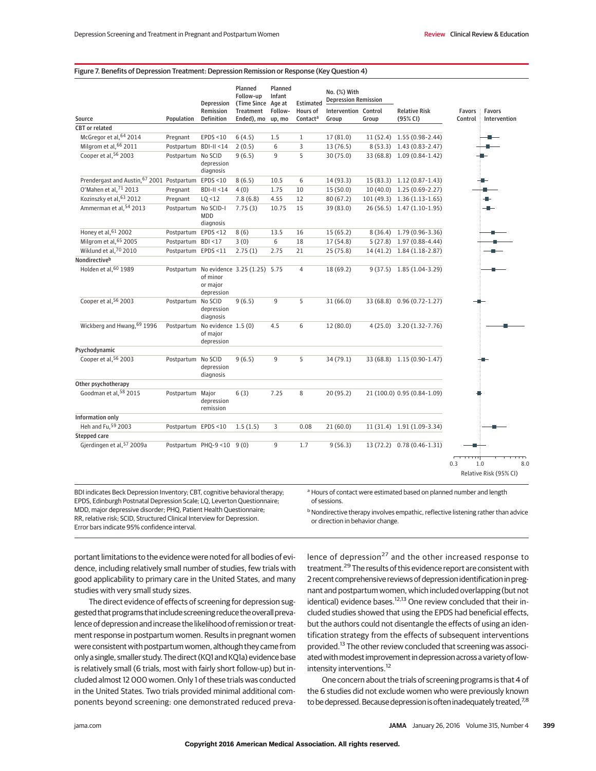Figure 7. Benefits of Depression Treatment: Depression Remission or Response (Key Question 4)

| Source | Population | Depression Remission Definition | Planned Follow-up (Time Since Treatment Ended), mo | Planned Infant Age at Follow-up, mo | Estimated Hours of Contact[a] | No. (%) With Depression Remission: Intervention Group | No. (%) With Depression Remission: Control Group | Relative Risk (95% CI) |
|---|---|---|---|---|---|---|---|---|
| **CBT or related** | | | | | | | | |
| McGregor et al,[64] 2014 | Pregnant | EPDS <10 | 6 (4.5) | 1.5 | 1 | 17 (81.0) | 11 (52.4) | 1.55 (0.98-2.44) |
| Milgrom et al,[66] 2011 | Postpartum | BDI-II <14 | 2 (0.5) | 6 | 3 | 13 (76.5) | 8 (53.3) | 1.43 (0.83-2.47) |
| Cooper et al,[56] 2003 | Postpartum | No SCID depression diagnosis | 9 (6.5) | 9 | 5 | 30 (75.0) | 33 (68.8) | 1.09 (0.84-1.42) |
| Prendergast and Austin,[67] 2001 | Postpartum | EPDS <10 | 8 (6.5) | 10.5 | 6 | 14 (93.3) | 15 (83.3) | 1.12 (0.87-1.43) |
| O'Mahen et al,[71] 2013 | Pregnant | BDI-II <14 | 4 (0) | 1.75 | 10 | 15 (50.0) | 10 (40.0) | 1.25 (0.69-2.27) |
| Kozinszky et al,[63] 2012 | Pregnant | LQ <12 | 7.8 (6.8) | 4.55 | 12 | 80 (67.2) | 101 (49.3) | 1.36 (1.13-1.65) |
| Ammerman et al,[54] 2013 | Postpartum | No SCID-I MDD diagnosis | 7.75 (3) | 10.75 | 15 | 39 (83.0) | 26 (56.5) | 1.47 (1.10-1.95) |
| Honey et al,[61] 2002 | Postpartum | EPDS <12 | 8 (6) | 13.5 | 16 | 15 (65.2) | 8 (36.4) | 1.79 (0.96-3.36) |
| Milgrom et al,[65] 2005 | Postpartum | BDI <17 | 3 (0) | 6 | 18 | 17 (54.8) | 5 (27.8) | 1.97 (0.88-4.44) |
| Wiklund et al,[70] 2010 | Postpartum | EPDS <11 | 2.75 (1) | 2.75 | 21 | 25 (75.8) | 14 (41.2) | 1.84 (1.18-2.87) |
| **Nondirective[b]** | | | | | | | | |
| Holden et al,[60] 1989 | Postpartum | No evidence of minor or major depression | 3.25 (1.25) | 5.75 | 4 | 18 (69.2) | 9 (37.5) | 1.85 (1.04-3.29) |
| Cooper et al,[56] 2003 | Postpartum | No SCID depression diagnosis | 9 (6.5) | 9 | 5 | 31 (66.0) | 33 (68.8) | 0.96 (0.72-1.27) |
| Wickberg and Hwang,[69] 1996 | Postpartum | No evidence of major depression | 1.5 (0) | 4.5 | 6 | 12 (80.0) | 4 (25.0) | 3.20 (1.32-7.76) |
| **Psychodynamic** | | | | | | | | |
| Cooper et al,[56] 2003 | Postpartum | No SCID depression diagnosis | 9 (6.5) | 9 | 5 | 34 (79.1) | 33 (68.8) | 1.15 (0.90-1.47) |
| **Other psychotherapy** | | | | | | | | |
| Goodman et al,[58] 2015 | Postpartum | Major depression remission | 6 (3) | 7.25 | 8 | 20 (95.2) | 21 (100.0) | 0.95 (0.84-1.09) |
| **Information only** | | | | | | | | |
| Heh and Fu,[59] 2003 | Postpartum | EPDS <10 | 1.5 (1.5) | 3 | 0.08 | 21 (60.0) | 11 (31.4) | 1.91 (1.09-3.34) |
| **Stepped care** | | | | | | | | |
| Gjerdingen et al,[57] 2009a | Postpartum | PHQ-9 <10 | 9 (0) | 9 | 1.7 | 9 (56.3) | 13 (72.2) | 0.78 (0.46-1.31) |

Forest plot axis: Relative Risk (95% CI), 0.3 to 8.0; Favors Control / Favors Intervention.

BDI indicates Beck Depression Inventory; CBT, cognitive behavioral therapy; EPDS, Edinburgh Postnatal Depression Scale; LQ, Leverton Questionnaire; MDD, major depressive disorder; PHQ, Patient Health Questionnaire; RR, relative risk; SCID, Structured Clinical Interview for Depression. Error bars indicate 95% confidence interval.

[a] Hours of contact were estimated based on planned number and length of sessions.

[b] Nondirective therapy involves empathic, reflective listening rather than advice or direction in behavior change.

portant limitations to the evidence were noted for all bodies of evidence, including relatively small number of studies, few trials with good applicability to primary care in the United States, and many studies with very small study sizes.

The direct evidence of effects of screening for depression suggested that programs that include screening reduce the overall prevalence of depression and increase the likelihood of remission or treatment response in postpartum women. Results in pregnant women were consistent with postpartum women, although they came from only a single, smaller study. The direct (KQ1 and KQ1a) evidence base is relatively small (6 trials, most with fairly short follow-up) but included almost 12 000 women. Only 1 of these trials was conducted in the United States. Two trials provided minimal additional components beyond screening: one demonstrated reduced prevalence of depression[27] and the other increased response to treatment.[29] The results of this evidence report are consistent with 2 recent comprehensive reviews of depression identification in pregnant and postpartum women, which included overlapping (but not identical) evidence bases.[12,13] One review concluded that their included studies showed that using the EPDS had beneficial effects, but the authors could not disentangle the effects of using an identification strategy from the effects of subsequent interventions provided.[13] The other review concluded that screening was associated with modest improvement in depression across a variety of low-intensity interventions.[12]

One concern about the trials of screening programs is that 4 of the 6 studies did not exclude women who were previously known to be depressed. Because depression is often inadequately treated,[7,8]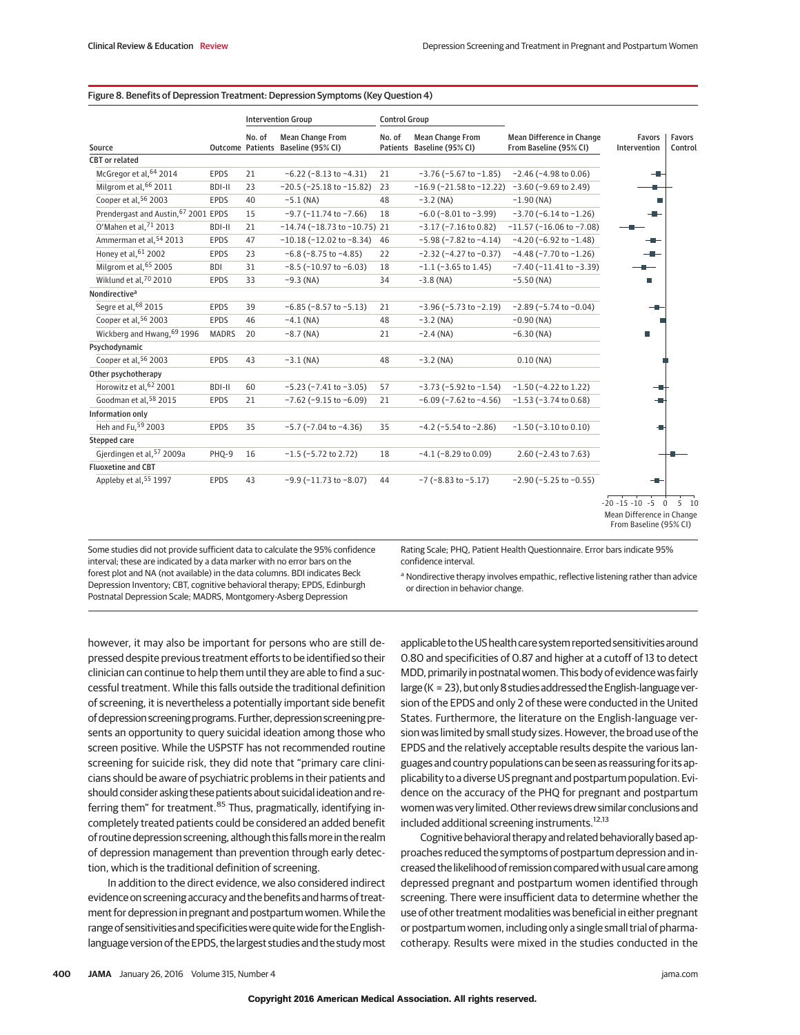Figure 8. Benefits of Depression Treatment: Depression Symptoms (Key Question 4)

| Source | Outcome | Intervention Group No. of Patients | Intervention Group Mean Change From Baseline (95% CI) | Control Group No. of Patients | Control Group Mean Change From Baseline (95% CI) | Mean Difference in Change From Baseline (95% CI) |
|---|---|---|---|---|---|---|
| **CBT or related** | | | | | | |
| McGregor et al,[64] 2014 | EPDS | 21 | −6.22 (−8.13 to −4.31) | 21 | −3.76 (−5.67 to −1.85) | −2.46 (−4.98 to 0.06) |
| Milgrom et al,[66] 2011 | BDI-II | 23 | −20.5 (−25.18 to −15.82) | 23 | −16.9 (−21.58 to −12.22) | −3.60 (−9.69 to 2.49) |
| Cooper et al,[56] 2003 | EPDS | 40 | −5.1 (NA) | 48 | −3.2 (NA) | −1.90 (NA) |
| Prendergast and Austin,[67] 2001 | EPDS | 15 | −9.7 (−11.74 to −7.66) | 18 | −6.0 (−8.01 to −3.99) | −3.70 (−6.14 to −1.26) |
| O'Mahen et al,[71] 2013 | BDI-II | 21 | −14.74 (−18.73 to −10.75) | 21 | −3.17 (−7.16 to 0.82) | −11.57 (−16.06 to −7.08) |
| Ammerman et al,[54] 2013 | EPDS | 47 | −10.18 (−12.02 to −8.34) | 46 | −5.98 (−7.82 to −4.14) | −4.20 (−6.92 to −1.48) |
| Honey et al,[61] 2002 | EPDS | 23 | −6.8 (−8.75 to −4.85) | 22 | −2.32 (−4.27 to −0.37) | −4.48 (−7.70 to −1.26) |
| Milgrom et al,[65] 2005 | BDI | 31 | −8.5 (−10.97 to −6.03) | 18 | −1.1 (−3.65 to 1.45) | −7.40 (−11.41 to −3.39) |
| Wiklund et al,[70] 2010 | EPDS | 33 | −9.3 (NA) | 34 | −3.8 (NA) | −5.50 (NA) |
| **Nondirective[a]** | | | | | | |
| Segre et al,[68] 2015 | EPDS | 39 | −6.85 (−8.57 to −5.13) | 21 | −3.96 (−5.73 to −2.19) | −2.89 (−5.74 to −0.04) |
| Cooper et al,[56] 2003 | EPDS | 46 | −4.1 (NA) | 48 | −3.2 (NA) | −0.90 (NA) |
| Wickberg and Hwang,[69] 1996 | MADRS | 20 | −8.7 (NA) | 21 | −2.4 (NA) | −6.30 (NA) |
| **Psychodynamic** | | | | | | |
| Cooper et al,[56] 2003 | EPDS | 43 | −3.1 (NA) | 48 | −3.2 (NA) | 0.10 (NA) |
| **Other psychotherapy** | | | | | | |
| Horowitz et al,[62] 2001 | BDI-II | 60 | −5.23 (−7.41 to −3.05) | 57 | −3.73 (−5.92 to −1.54) | −1.50 (−4.22 to 1.22) |
| Goodman et al,[58] 2015 | EPDS | 21 | −7.62 (−9.15 to −6.09) | 21 | −6.09 (−7.62 to −4.56) | −1.53 (−3.74 to 0.68) |
| **Information only** | | | | | | |
| Heh and Fu,[59] 2003 | EPDS | 35 | −5.7 (−7.04 to −4.36) | 35 | −4.2 (−5.54 to −2.86) | −1.50 (−3.10 to 0.10) |
| **Stepped care** | | | | | | |
| Gjerdingen et al,[57] 2009a | PHQ-9 | 16 | −1.5 (−5.72 to 2.72) | 18 | −4.1 (−8.29 to 0.09) | 2.60 (−2.43 to 7.63) |
| **Fluoxetine and CBT** | | | | | | |
| Appleby et al,[55] 1997 | EPDS | 43 | −9.9 (−11.73 to −8.07) | 44 | −7 (−8.83 to −5.17) | −2.90 (−5.25 to −0.55) |

Forest plot x-axis: Mean Difference in Change From Baseline (95% CI), −20 to 10; left: Favors Intervention, right: Favors Control.

Some studies did not provide sufficient data to calculate the 95% confidence interval; these are indicated by a data marker with no error bars on the forest plot and NA (not available) in the data columns. BDI indicates Beck Depression Inventory; CBT, cognitive behavioral therapy; EPDS, Edinburgh Postnatal Depression Scale; MADRS, Montgomery-Asberg Depression Rating Scale; PHQ, Patient Health Questionnaire. Error bars indicate 95% confidence interval.

[a] Nondirective therapy involves empathic, reflective listening rather than advice or direction in behavior change.

however, it may also be important for persons who are still depressed despite previous treatment efforts to be identified so their clinician can continue to help them until they are able to find a successful treatment. While this falls outside the traditional definition of screening, it is nevertheless a potentially important side benefit of depression screening programs. Further, depression screening presents an opportunity to query suicidal ideation among those who screen positive. While the USPSTF has not recommended routine screening for suicide risk, they did note that "primary care clinicians should be aware of psychiatric problems in their patients and should consider asking these patients about suicidal ideation and referring them" for treatment.[85] Thus, pragmatically, identifying incompletely treated patients could be considered an added benefit of routine depression screening, although this falls more in the realm of depression management than prevention through early detection, which is the traditional definition of screening.

In addition to the direct evidence, we also considered indirect evidence on screening accuracy and the benefits and harms of treatment for depression in pregnant and postpartum women. While the range of sensitivities and specificities were quite wide for the English-language version of the EPDS, the largest studies and the study most applicable to the US health care system reported sensitivities around 0.80 and specificities of 0.87 and higher at a cutoff of 13 to detect MDD, primarily in postnatal women. This body of evidence was fairly large (K = 23), but only 8 studies addressed the English-language version of the EPDS and only 2 of these were conducted in the United States. Furthermore, the literature on the English-language version was limited by small study sizes. However, the broad use of the EPDS and the relatively acceptable results despite the various languages and country populations can be seen as reassuring for its applicability to a diverse US pregnant and postpartum population. Evidence on the accuracy of the PHQ for pregnant and postpartum women was very limited. Other reviews drew similar conclusions and included additional screening instruments.[12,13]

Cognitive behavioral therapy and related behaviorally based approaches reduced the symptoms of postpartum depression and increased the likelihood of remission compared with usual care among depressed pregnant and postpartum women identified through screening. There were insufficient data to determine whether the use of other treatment modalities was beneficial in either pregnant or postpartum women, including only a single small trial of pharmacotherapy. Results were mixed in the studies conducted in the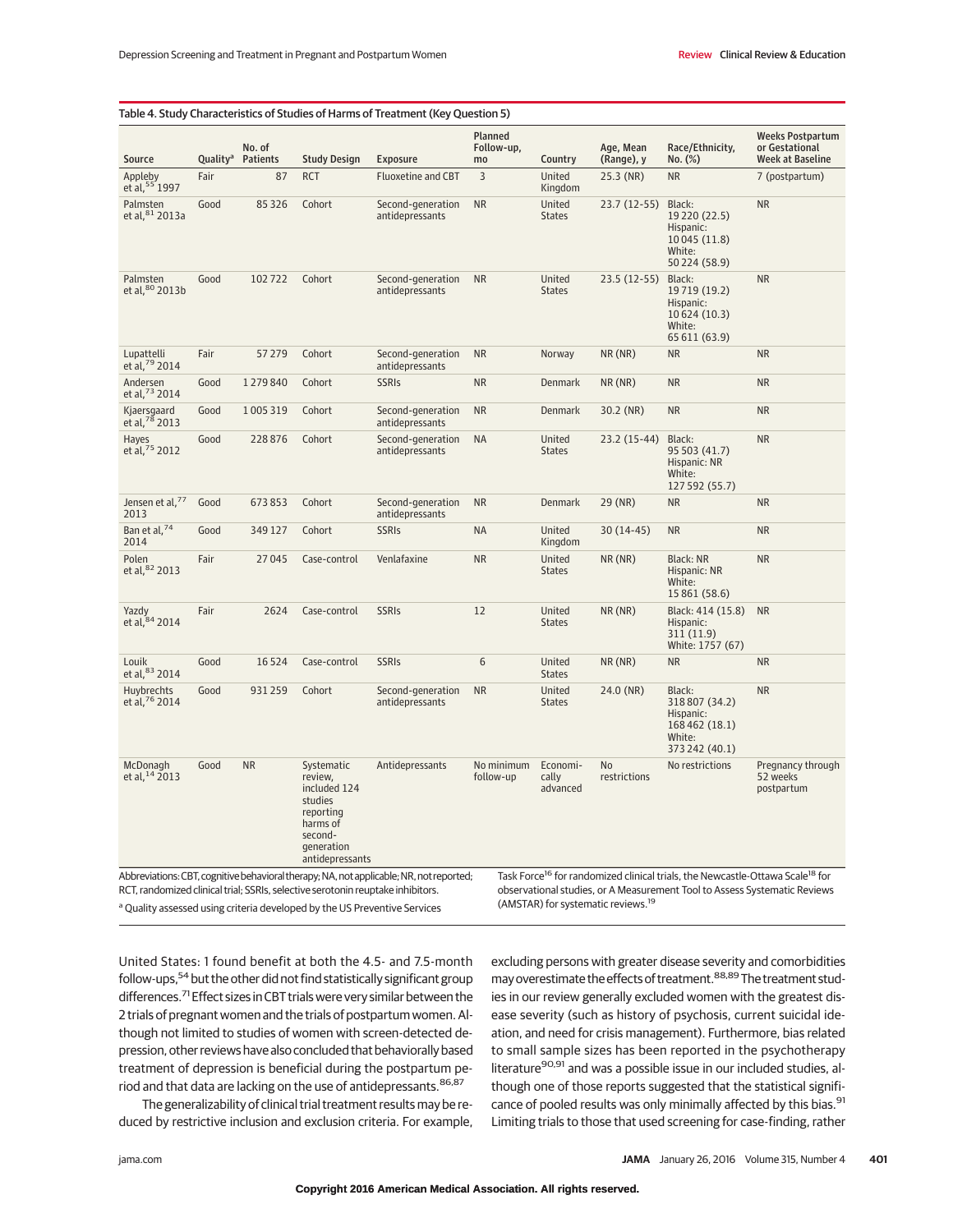Table 4. Study Characteristics of Studies of Harms of Treatment (Key Question 5)

| Source | Quality[a] | No. of Patients | Study Design | Exposure | Planned Follow-up, mo | Country | Age, Mean (Range), y | Race/Ethnicity, No. (%) | Weeks Postpartum or Gestational Week at Baseline |
|---|---|---|---|---|---|---|---|---|---|
| Appleby et al,[55] 1997 | Fair | 87 | RCT | Fluoxetine and CBT | 3 | United Kingdom | 25.3 (NR) | NR | 7 (postpartum) |
| Palmsten et al,[81] 2013a | Good | 85 326 | Cohort | Second-generation antidepressants | NR | United States | 23.7 (12-55) | Black: 19 220 (22.5) Hispanic: 10 045 (11.8) White: 50 224 (58.9) | NR |
| Palmsten et al,[80] 2013b | Good | 102 722 | Cohort | Second-generation antidepressants | NR | United States | 23.5 (12-55) | Black: 19 719 (19.2) Hispanic: 10 624 (10.3) White: 65 611 (63.9) | NR |
| Lupattelli et al,[79] 2014 | Fair | 57 279 | Cohort | Second-generation antidepressants | NR | Norway | NR (NR) | NR | NR |
| Andersen et al,[73] 2014 | Good | 1 279 840 | Cohort | SSRIs | NR | Denmark | NR (NR) | NR | NR |
| Kjaersgaard et al,[78] 2013 | Good | 1 005 319 | Cohort | Second-generation antidepressants | NR | Denmark | 30.2 (NR) | NR | NR |
| Hayes et al,[75] 2012 | Good | 228 876 | Cohort | Second-generation antidepressants | NA | United States | 23.2 (15-44) | Black: 95 503 (41.7) Hispanic: NR White: 127 592 (55.7) | NR |
| Jensen et al,[77] 2013 | Good | 673 853 | Cohort | Second-generation antidepressants | NR | Denmark | 29 (NR) | NR | NR |
| Ban et al,[74] 2014 | Good | 349 127 | Cohort | SSRIs | NA | United Kingdom | 30 (14-45) | NR | NR |
| Polen et al,[82] 2013 | Fair | 27 045 | Case-control | Venlafaxine | NR | United States | NR (NR) | Black: NR Hispanic: NR White: 15 861 (58.6) | NR |
| Yazdy et al,[84] 2014 | Fair | 2624 | Case-control | SSRIs | 12 | United States | NR (NR) | Black: 414 (15.8) Hispanic: 311 (11.9) White: 1757 (67) | NR |
| Louik et al,[83] 2014 | Good | 16 524 | Case-control | SSRIs | 6 | United States | NR (NR) | NR | NR |
| Huybrechts et al,[76] 2014 | Good | 931 259 | Cohort | Second-generation antidepressants | NR | United States | 24.0 (NR) | Black: 318 807 (34.2) Hispanic: 168 462 (18.1) White: 373 242 (40.1) | NR |
| McDonagh et al,[14] 2013 | Good | NR | Systematic review, included 124 studies reporting harms of second-generation antidepressants | Antidepressants | No minimum follow-up | Economically advanced | No restrictions | No restrictions | Pregnancy through 52 weeks postpartum |

Abbreviations: CBT, cognitive behavioral therapy; NA, not applicable; NR, not reported; RCT, randomized clinical trial; SSRIs, selective serotonin reuptake inhibitors.

[a] Quality assessed using criteria developed by the US Preventive Services Task Force[16] for randomized clinical trials, the Newcastle-Ottawa Scale[18] for observational studies, or A Measurement Tool to Assess Systematic Reviews (AMSTAR) for systematic reviews.[19]

United States: 1 found benefit at both the 4.5- and 7.5-month follow-ups,[54] but the other did not find statistically significant group differences.[71] Effect sizes in CBT trials were very similar between the 2 trials of pregnant women and the trials of postpartum women. Although not limited to studies of women with screen-detected depression, other reviews have also concluded that behaviorally based treatment of depression is beneficial during the postpartum period and that data are lacking on the use of antidepressants.[86,87]

The generalizability of clinical trial treatment results may be reduced by restrictive inclusion and exclusion criteria. For example, excluding persons with greater disease severity and comorbidities may overestimate the effects of treatment.[88,89] The treatment studies in our review generally excluded women with the greatest disease severity (such as history of psychosis, current suicidal ideation, and need for crisis management). Furthermore, bias related to small sample sizes has been reported in the psychotherapy literature[90,91] and was a possible issue in our included studies, although one of those reports suggested that the statistical significance of pooled results was only minimally affected by this bias.[91] Limiting trials to those that used screening for case-finding, rather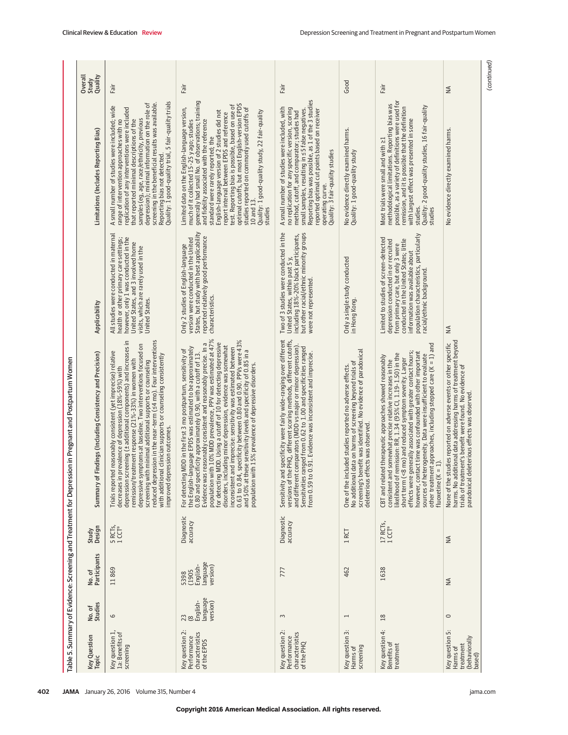Table 5. Summary of Evidence: Screening and Treatment for Depression in Pregnant and Postpartum Women

| Key Question Topic | No. of Studies | No. of Participants | Study Design | Summary of Findings (Including Consistency and Precision) | Applicability | Limitations (Includes Reporting Bias) | Overall Study Quality |
|---|---|---|---|---|---|---|---|
| Key question 1, 1a: Benefits of screening | 6 | 11 869 | 5 RCTs, 1 CCT[a] | Trials reported reasonably consistent (yet imprecise) relative decreases in prevalence of depression (18%-59%) with depression screening (± additional components) and increases in remission/treatment response (21%-33%) in women with depressive symptoms at baseline. Two interventions focused on screening with minimal additional supports or counseling reduced depression in the near-term (≤4 mo). Four interventions with additional clinician supports or counseling consistently improved depression outcomes. | All studies were conducted in maternal health or other primary care settings; however, only 1 was conducted in the United States, and 3 involved home visits, which are rarely used in the United States. | A small number of studies were included; wide range of intervention approaches with no replication of any interventions were included that reported minimal descriptions of the samples (eg, age, race/ethnicity, previous depression); minimal information on the role of screening in the beneficial results was available. Reporting bias not detected. Quality: 1 good-quality trial, 5 fair-quality trials | Fair |
| Key question 2: Performance characteristics of the EPDS | 23 (8 English-language version) | 5398 (1905 English-language version) | Diagnostic accuracy | For detecting MDD in the first 3 mo postpartum, sensitivity of the English-language EPDS was estimated to be approximately 0.80 and specificity approximately 0.90, with a cutoff of 13. Evidence was reasonably consistent and reasonably precise. In a population with 10% MDD prevalence, PPV was estimated at 47% for detecting MDD. Using a cutoff of 10 for detecting depressive disorders, including minor depression, evidence was somewhat inconsistent and imprecise: sensitivity was estimated between 0.63 to 0.84, specificity between 0.80 and 0.90. PPVs were 43% and 50% at these sensitivity levels and specificity of 0.85 in a population with 15% prevalence of depressive disorders. | Only 2 studies of English-language version were conducted in the United States, but study with best applicability reported relatively good performance characteristics. | Limited data on the English-language version, much of it collected 15-25 y ago; studies generally had small No. of observations; training and fidelity associated with the reference standard were rarely reported; the English-language version of 2 studies did not report interval between EPDS and reference test. Reporting bias is possible, based on use of optimal cutoffs, but most English-version EPDS studies reported on commonly used cutoffs of 10 and 13. Quality: 1 good-quality study, 22 fair-quality studies | Fair |
| Key question 2: Performance characteristics of the PHQ | 3 | 777 | Diagnostic accuracy | Sensitivity and specificity were fairly wide-ranging over different versions of the PHQ, different scoring methods, different cutoffs, and different comparators (MDD vs major or minor depression). Sensitivities ranged from 0.62 to 1.00 and specificities ranged from 0.59 to 0.91. Evidence was inconsistent and imprecise. | Two of 3 studies were conducted in the United States, within past 5 y, including 18%-20% black participants, but other racial/ethnic minority groups were not represented. | A small number of studies were included, with no replication for any specific version, scoring method, cutoff, and comparator; studies had small samples, resulting in ≤5 false negatives. Reporting bias was possible, as 1 of the 3 studies reported optimal cut points based on receiver operating curve. Quality: 3 fair-quality studies | Fair |
| Key question 3: Harms of screening | 1 | 462 | 1 RCT | One of the included studies reported no adverse effects. No additional data on harms of screening beyond trials of screening's benefit was identified. No evidence of paradoxical deleterious effects was observed. | Only a single study conducted in Hong Kong. | No evidence directly examined harms. Quality: 1 good-quality study | Good |
| Key question 4: Benefits of treatment | 18 | 1638 | 17 RCTs, 1 CCT[a] | CBT and related therapeutic approaches showed reasonably consistent and somewhat precise relative increases in the likelihood of remission: RR, 1.34 (95% CI, 1.19-1.50) in the short term (<8 mo) and reduced symptom severity. Larger effects were generally associated with greater contact hours; however, contact time was confounded with other important sources of heterogeneity. Data were insufficient to evaluate other treatment approaches, including stepped care (K = 1) and fluoxetine (K = 1). | Limited to studies of screen-detected depression conducted in or recruited from primary care, but only 3 were conducted in the United States; little information was available about population characteristics, particularly racial/ethnic background. | Most trials were small and with ≥1 methodological limitations. Reporting bias was possible, as a variety of definitions were used for remission, and it is possible that the definition with largest effect was presented in some studies. Quality: 2 good-quality studies, 16 fair-quality studies | Fair |
| Key question 5: Harms of treatment (behaviorally based) | 0 | NA | NA | None of the studies reported on adverse events or other specific harms. No additional data addressing harms of treatment beyond trials of treatment's benefit were found. No evidence of paradoxical deleterious effects was observed. | NA | No evidence directly examined harms. | NA |

(continued)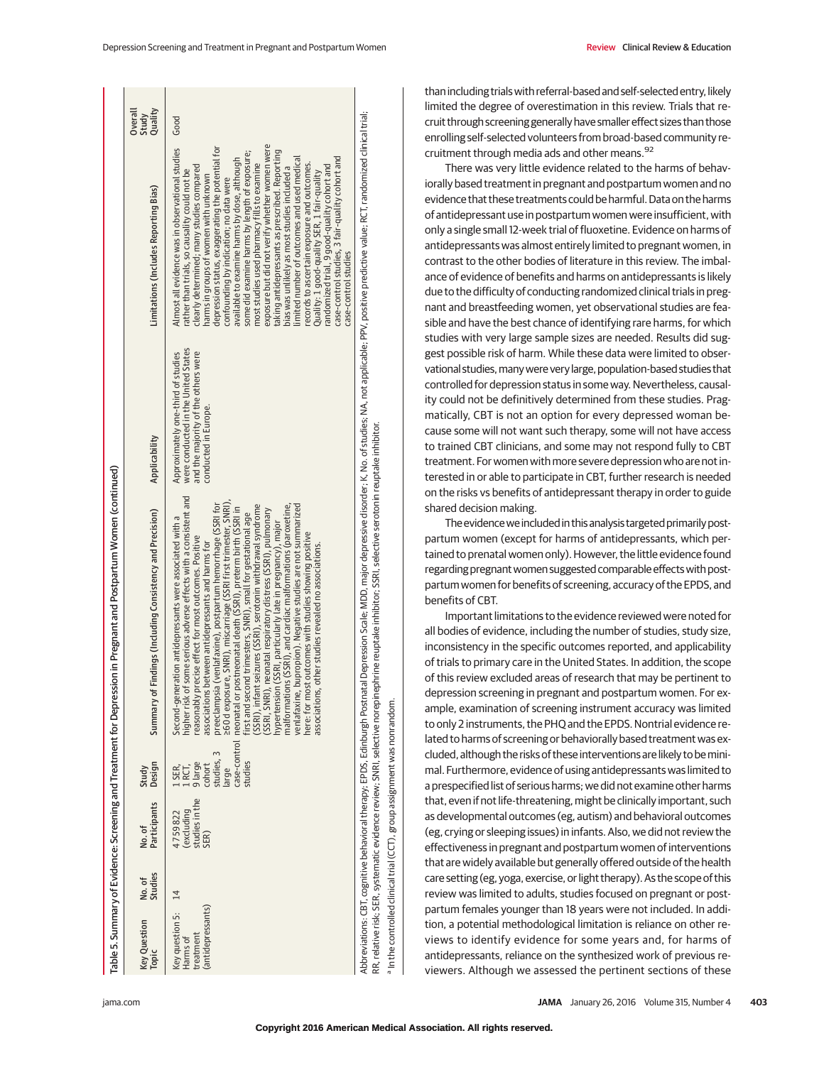Table 5. Summary of Evidence: Screening and Treatment for Depression in Pregnant and Postpartum Women (continued)

| Key Question Topic | No. of Studies | No. of Participants | Study Design | Summary of Findings (Including Consistency and Precision) | Applicability | Limitations (Includes Reporting Bias) | Overall Study Quality |
|---|---|---|---|---|---|---|---|
| Key question 5: Harms of treatment (antidepressants) | 14 | 4 759 822 (excluding studies in the SER) | 1 SER, 1 RCT, 9 large cohort studies, 3 large case-control studies | Second-generation antidepressants were associated with a higher risk of some serious adverse effects with a consistent and reasonably precise effect for most outcomes. Positive associations between antidepressants and harms for preeclampsia (venlafaxine), postpartum hemorrhage (SSRI for ≥60 d exposure, SNRI), miscarriage (SSRI first trimester, SNRI), neonatal or postneonatal death (SSRI), preterm birth (SSRI in first and second trimesters, SNRI), small for gestational age (SSRI), infant seizures (SSRI), serotonin withdrawal syndrome (SSRI, SNRI), neonatal respiratory distress (SSRI), pulmonary hypertension (SSRI, particularly late in pregnancy), major malformations (SSRI), and cardiac malformations (paroxetine, venlafaxine, bupropion). Negative studies are not summarized here: for most outcomes with studies showing positive associations, other studies revealed no associations. | Approximately one-third of studies were conducted in the United States and the majority of the others were conducted in Europe. | Almost all evidence was in observational studies rather than trials, so causality could not be clearly determined; many studies compared harms in groups of women with unknown depression status, exaggerating the potential for confounding by indication; no data were available to examine harms by dose, although some did examine harms by length of exposure; most studies used pharmacy fills to examine exposure but did not verify whether women were taking antidepressants as prescribed. Reporting bias was unlikely as most studies included a limited number of outcomes and used medical records to ascertain exposure and outcomes. Quality: 1 good-quality SER, 1 fair-quality randomized trial, 9 good-quality cohort and case-control studies, 3 fair-quality cohort and case-control studies | Good |

Abbreviations: CBT, cognitive behavioral therapy; EPDS, Edinburgh Postnatal Depression Scale; MDD, major depressive disorder; K, No. of studies; NA, not applicable; PPV, positive predictive value; RCT, randomized clinical trial; RR, relative risk; SER, systematic evidence review; SNRI, selective norepinephrine reuptake inhibitor; SSRI, selective serotonin reuptake inhibitor.

[a] In the controlled clinical trial (CCT), group assignment was nonrandom.

than including trials with referral-based and self-selected entry, likely limited the degree of overestimation in this review. Trials that recruit through screening generally have smaller effect sizes than those enrolling self-selected volunteers from broad-based community recruitment through media ads and other means.[92]

There was very little evidence related to the harms of behaviorally based treatment in pregnant and postpartum women and no evidence that these treatments could be harmful. Data on the harms of antidepressant use in postpartum women were insufficient, with only a single small 12-week trial of fluoxetine. Evidence on harms of antidepressants was almost entirely limited to pregnant women, in contrast to the other bodies of literature in this review. The imbalance of evidence of benefits and harms on antidepressants is likely due to the difficulty of conducting randomized clinical trials in pregnant and breastfeeding women, yet observational studies are feasible and have the best chance of identifying rare harms, for which studies with very large sample sizes are needed. Results did suggest possible risk of harm. While these data were limited to observational studies, many were very large, population-based studies that controlled for depression status in some way. Nevertheless, causality could not be definitively determined from these studies. Pragmatically, CBT is not an option for every depressed woman because some will not want such therapy, some will not have access to trained CBT clinicians, and some may not respond fully to CBT treatment. For women with more severe depression who are not interested in or able to participate in CBT, further research is needed on the risks vs benefits of antidepressant therapy in order to guide shared decision making.

The evidence we included in this analysis targeted primarily postpartum women (except for harms of antidepressants, which pertained to prenatal women only). However, the little evidence found regarding pregnant women suggested comparable effects with postpartum women for benefits of screening, accuracy of the EPDS, and benefits of CBT.

Important limitations to the evidence reviewed were noted for all bodies of evidence, including the number of studies, study size, inconsistency in the specific outcomes reported, and applicability of trials to primary care in the United States. In addition, the scope of this review excluded areas of research that may be pertinent to depression screening in pregnant and postpartum women. For example, examination of screening instrument accuracy was limited to only 2 instruments, the PHQ and the EPDS. Nontrial evidence related to harms of screening or behaviorally based treatment was excluded, although the risks of these interventions are likely to be minimal. Furthermore, evidence of using antidepressants was limited to a prespecified list of serious harms; we did not examine other harms that, even if not life-threatening, might be clinically important, such as developmental outcomes (eg, autism) and behavioral outcomes (eg, crying or sleeping issues) in infants. Also, we did not review the effectiveness in pregnant and postpartum women of interventions that are widely available but generally offered outside of the health care setting (eg, yoga, exercise, or light therapy). As the scope of this review was limited to adults, studies focused on pregnant or postpartum females younger than 18 years were not included. In addition, a potential methodological limitation is reliance on other reviews to identify evidence for some years and, for harms of antidepressants, reliance on the synthesized work of previous reviewers. Although we assessed the pertinent sections of these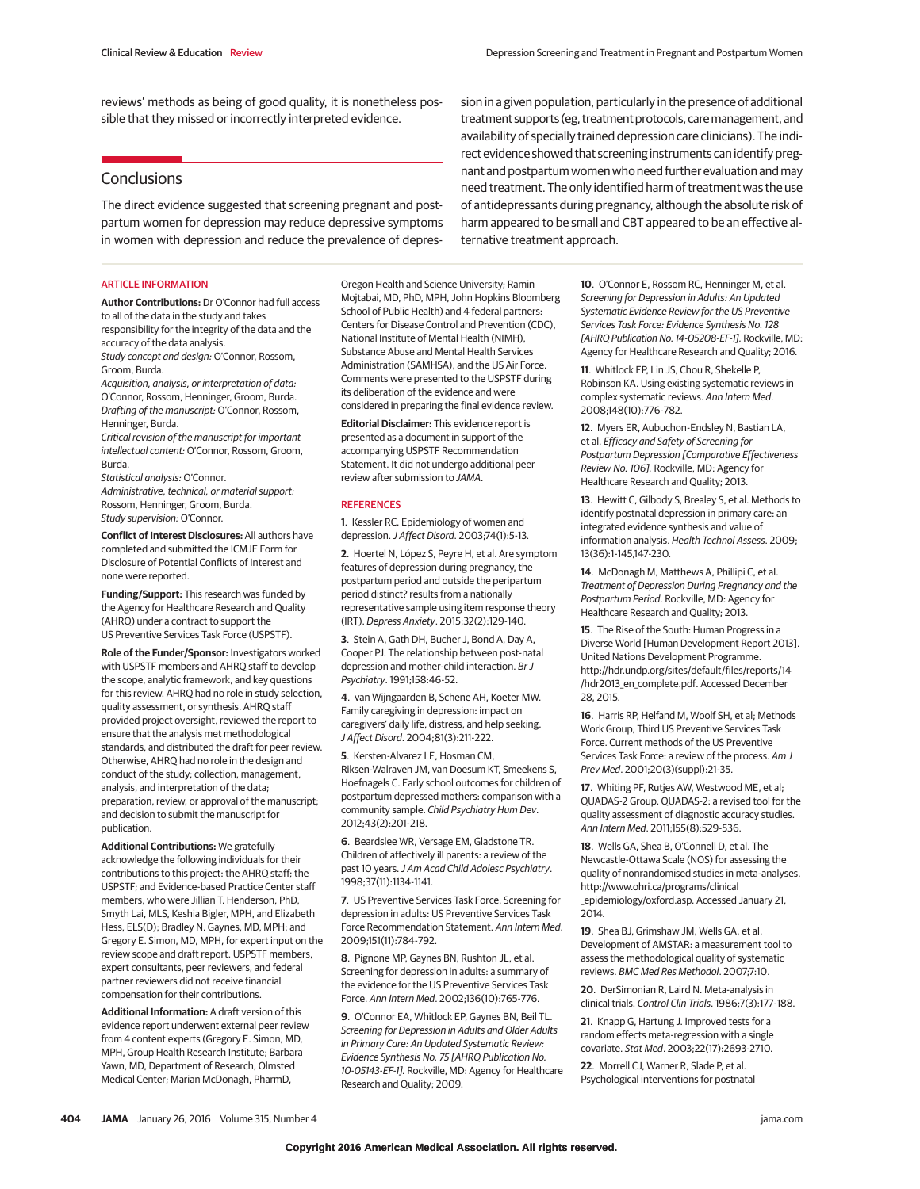reviews' methods as being of good quality, it is nonetheless possible that they missed or incorrectly interpreted evidence.

## Conclusions

The direct evidence suggested that screening pregnant and postpartum women for depression may reduce depressive symptoms in women with depression and reduce the prevalence of depression in a given population, particularly in the presence of additional treatment supports (eg, treatment protocols, care management, and availability of specially trained depression care clinicians). The indirect evidence showed that screening instruments can identify pregnant and postpartum women who need further evaluation and may need treatment. The only identified harm of treatment was the use of antidepressants during pregnancy, although the absolute risk of harm appeared to be small and CBT appeared to be an effective alternative treatment approach.

### ARTICLE INFORMATION

**Author Contributions:** Dr O'Connor had full access to all of the data in the study and takes responsibility for the integrity of the data and the accuracy of the data analysis.
*Study concept and design:* O'Connor, Rossom, Groom, Burda.
*Acquisition, analysis, or interpretation of data:* O'Connor, Rossom, Henninger, Groom, Burda.
*Drafting of the manuscript:* O'Connor, Rossom, Henninger, Burda.
*Critical revision of the manuscript for important intellectual content:* O'Connor, Rossom, Groom, Burda.
*Statistical analysis:* O'Connor.
*Administrative, technical, or material support:* Rossom, Henninger, Groom, Burda.
*Study supervision:* O'Connor.

**Conflict of Interest Disclosures:** All authors have completed and submitted the ICMJE Form for Disclosure of Potential Conflicts of Interest and none were reported.

**Funding/Support:** This research was funded by the Agency for Healthcare Research and Quality (AHRQ) under a contract to support the US Preventive Services Task Force (USPSTF).

**Role of the Funder/Sponsor:** Investigators worked with USPSTF members and AHRQ staff to develop the scope, analytic framework, and key questions for this review. AHRQ had no role in study selection, quality assessment, or synthesis. AHRQ staff provided project oversight, reviewed the report to ensure that the analysis met methodological standards, and distributed the draft for peer review. Otherwise, AHRQ had no role in the design and conduct of the study; collection, management, analysis, and interpretation of the data; preparation, review, or approval of the manuscript; and decision to submit the manuscript for publication.

**Additional Contributions:** We gratefully acknowledge the following individuals for their contributions to this project: the AHRQ staff; the USPSTF; and Evidence-based Practice Center staff members, who were Jillian T. Henderson, PhD, Smyth Lai, MLS, Keshia Bigler, MPH, and Elizabeth Hess, ELS(D); Bradley N. Gaynes, MD, MPH; and Gregory E. Simon, MD, MPH, for expert input on the review scope and draft report. USPSTF members, expert consultants, peer reviewers, and federal partner reviewers did not receive financial compensation for their contributions.

**Additional Information:** A draft version of this evidence report underwent external peer review from 4 content experts (Gregory E. Simon, MD, MPH, Group Health Research Institute; Barbara Yawn, MD, Department of Research, Olmsted Medical Center; Marian McDonagh, PharmD, Oregon Health and Science University; Ramin Mojtabai, MD, PhD, MPH, John Hopkins Bloomberg School of Public Health) and 4 federal partners: Centers for Disease Control and Prevention (CDC), National Institute of Mental Health (NIMH), Substance Abuse and Mental Health Services Administration (SAMHSA), and the US Air Force. Comments were presented to the USPSTF during its deliberation of the evidence and were considered in preparing the final evidence review.

**Editorial Disclaimer:** This evidence report is presented as a document in support of the accompanying USPSTF Recommendation Statement. It did not undergo additional peer review after submission to *JAMA*.

### REFERENCES

1. Kessler RC. Epidemiology of women and depression. *J Affect Disord*. 2003;74(1):5-13.

2. Hoertel N, López S, Peyre H, et al. Are symptom features of depression during pregnancy, the postpartum period and outside the peripartum period distinct? results from a nationally representative sample using item response theory (IRT). *Depress Anxiety*. 2015;32(2):129-140.

3. Stein A, Gath DH, Bucher J, Bond A, Day A, Cooper PJ. The relationship between post-natal depression and mother-child interaction. *Br J Psychiatry*. 1991;158:46-52.

4. van Wijngaarden B, Schene AH, Koeter MW. Family caregiving in depression: impact on caregivers' daily life, distress, and help seeking. *J Affect Disord*. 2004;81(3):211-222.

5. Kersten-Alvarez LE, Hosman CM, Riksen-Walraven JM, van Doesum KT, Smeekens S, Hoefnagels C. Early school outcomes for children of postpartum depressed mothers: comparison with a community sample. *Child Psychiatry Hum Dev*. 2012;43(2):201-218.

6. Beardslee WR, Versage EM, Gladstone TR. Children of affectively ill parents: a review of the past 10 years. *J Am Acad Child Adolesc Psychiatry*. 1998;37(11):1134-1141.

7. US Preventive Services Task Force. Screening for depression in adults: US Preventive Services Task Force Recommendation Statement. *Ann Intern Med*. 2009;151(11):784-792.

8. Pignone MP, Gaynes BN, Rushton JL, et al. Screening for depression in adults: a summary of the evidence for the US Preventive Services Task Force. *Ann Intern Med*. 2002;136(10):765-776.

9. O'Connor EA, Whitlock EP, Gaynes BN, Beil TL. *Screening for Depression in Adults and Older Adults in Primary Care: An Updated Systematic Review: Evidence Synthesis No. 75 [AHRQ Publication No. 10-05143-EF-1]*. Rockville, MD: Agency for Healthcare Research and Quality; 2009.

10. O'Connor E, Rossom RC, Henninger M, et al. *Screening for Depression in Adults: An Updated Systematic Evidence Review for the US Preventive Services Task Force: Evidence Synthesis No. 128 [AHRQ Publication No. 14-05208-EF-1]*. Rockville, MD: Agency for Healthcare Research and Quality; 2016.

11. Whitlock EP, Lin JS, Chou R, Shekelle P, Robinson KA. Using existing systematic reviews in complex systematic reviews. *Ann Intern Med*. 2008;148(10):776-782.

12. Myers ER, Aubuchon-Endsley N, Bastian LA, et al. *Efficacy and Safety of Screening for Postpartum Depression [Comparative Effectiveness Review No. 106]*. Rockville, MD: Agency for Healthcare Research and Quality; 2013.

13. Hewitt C, Gilbody S, Brealey S, et al. Methods to identify postnatal depression in primary care: an integrated evidence synthesis and value of information analysis. *Health Technol Assess*. 2009;13(36):1-145,147-230.

14. McDonagh M, Matthews A, Phillipi C, et al. *Treatment of Depression During Pregnancy and the Postpartum Period*. Rockville, MD: Agency for Healthcare Research and Quality; 2013.

15. The Rise of the South: Human Progress in a Diverse World [Human Development Report 2013]. United Nations Development Programme. http://hdr.undp.org/sites/default/files/reports/14/hdr2013_en_complete.pdf. Accessed December 28, 2015.

16. Harris RP, Helfand M, Woolf SH, et al; Methods Work Group, Third US Preventive Services Task Force. Current methods of the US Preventive Services Task Force: a review of the process. *Am J Prev Med*. 2001;20(3)(suppl):21-35.

17. Whiting PF, Rutjes AW, Westwood ME, et al; QUADAS-2 Group. QUADAS-2: a revised tool for the quality assessment of diagnostic accuracy studies. *Ann Intern Med*. 2011;155(8):529-536.

18. Wells GA, Shea B, O'Connell D, et al. The Newcastle-Ottawa Scale (NOS) for assessing the quality of nonrandomised studies in meta-analyses. http://www.ohri.ca/programs/clinical_epidemiology/oxford.asp. Accessed January 21, 2014.

19. Shea BJ, Grimshaw JM, Wells GA, et al. Development of AMSTAR: a measurement tool to assess the methodological quality of systematic reviews. *BMC Med Res Methodol*. 2007;7:10.

20. DerSimonian R, Laird N. Meta-analysis in clinical trials. *Control Clin Trials*. 1986;7(3):177-188.

21. Knapp G, Hartung J. Improved tests for a random effects meta-regression with a single covariate. *Stat Med*. 2003;22(17):2693-2710.

22. Morrell CJ, Warner R, Slade P, et al. Psychological interventions for postnatal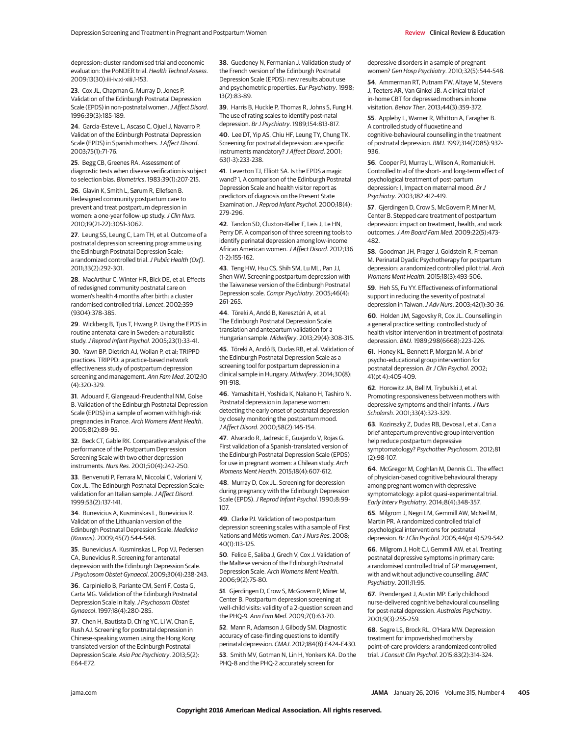depression: cluster randomised trial and economic evaluation: the PoNDER trial. *Health Technol Assess*. 2009;13(30):iii-iv,xi-xiii,1-153.

**23**. Cox JL, Chapman G, Murray D, Jones P. Validation of the Edinburgh Postnatal Depression Scale (EPDS) in non-postnatal women. *J Affect Disord*. 1996;39(3):185-189.

**24**. Garcia-Esteve L, Ascaso C, Ojuel J, Navarro P. Validation of the Edinburgh Postnatal Depression Scale (EPDS) in Spanish mothers. *J Affect Disord*. 2003;75(1):71-76.

**25**. Begg CB, Greenes RA. Assessment of diagnostic tests when disease verification is subject to selection bias. *Biometrics*. 1983;39(1):207-215.

**26**. Glavin K, Smith L, Sørum R, Ellefsen B. Redesigned community postpartum care to prevent and treat postpartum depression in women: a one-year follow-up study. *J Clin Nurs*. 2010;19(21-22):3051-3062.

**27**. Leung SS, Leung C, Lam TH, et al. Outcome of a postnatal depression screening programme using the Edinburgh Postnatal Depression Scale: a randomized controlled trial. *J Public Health (Oxf)*. 2011;33(2):292-301.

**28**. MacArthur C, Winter HR, Bick DE, et al. Effects of redesigned community postnatal care on women's health 4 months after birth: a cluster randomised controlled trial. *Lancet*. 2002;359(9304):378-385.

**29**. Wickberg B, Tjus T, Hwang P. Using the EPDS in routine antenatal care in Sweden: a naturalistic study. *J Reprod Infant Psychol*. 2005;23(1):33-41.

**30**. Yawn BP, Dietrich AJ, Wollan P, et al; TRIPPD practices. TRIPPD: a practice-based network effectiveness study of postpartum depression screening and management. *Ann Fam Med*. 2012;10(4):320-329.

**31**. Adouard F, Glangeaud-Freudenthal NM, Golse B. Validation of the Edinburgh Postnatal Depression Scale (EPDS) in a sample of women with high-risk pregnancies in France. *Arch Womens Ment Health*. 2005;8(2):89-95.

**32**. Beck CT, Gable RK. Comparative analysis of the performance of the Postpartum Depression Screening Scale with two other depression instruments. *Nurs Res*. 2001;50(4):242-250.

**33**. Benvenuti P, Ferrara M, Niccolai C, Valoriani V, Cox JL. The Edinburgh Postnatal Depression Scale: validation for an Italian sample. *J Affect Disord*. 1999;53(2):137-141.

**34**. Bunevicius A, Kusminskas L, Bunevicius R. Validation of the Lithuanian version of the Edinburgh Postnatal Depression Scale. *Medicina (Kaunas)*. 2009;45(7):544-548.

**35**. Bunevicius A, Kusminskas L, Pop VJ, Pedersen CA, Bunevicius R. Screening for antenatal depression with the Edinburgh Depression Scale. *J Psychosom Obstet Gynaecol*. 2009;30(4):238-243.

**36**. Carpiniello B, Pariante CM, Serri F, Costa G, Carta MG. Validation of the Edinburgh Postnatal Depression Scale in Italy. *J Psychosom Obstet Gynaecol*. 1997;18(4):280-285.

**37**. Chen H, Bautista D, Ch'ng YC, Li W, Chan E, Rush AJ. Screening for postnatal depression in Chinese-speaking women using the Hong Kong translated version of the Edinburgh Postnatal Depression Scale. *Asia Pac Psychiatry*. 2013;5(2):E64-E72.

**38**. Guedeney N, Fermanian J. Validation study of the French version of the Edinburgh Postnatal Depression Scale (EPDS): new results about use and psychometric properties. *Eur Psychiatry*. 1998;13(2):83-89.

**39**. Harris B, Huckle P, Thomas R, Johns S, Fung H. The use of rating scales to identify post-natal depression. *Br J Psychiatry*. 1989;154:813-817.

**40**. Lee DT, Yip AS, Chiu HF, Leung TY, Chung TK. Screening for postnatal depression: are specific instruments mandatory? *J Affect Disord*. 2001;63(1-3):233-238.

**41**. Leverton TJ, Elliott SA. Is the EPDS a magic wand? 1, A comparison of the Edinburgh Postnatal Depression Scale and health visitor report as predictors of diagnosis on the Present State Examination. *J Reprod Infant Psychol*. 2000;18(4):279-296.

**42**. Tandon SD, Cluxton-Keller F, Leis J, Le HN, Perry DF. A comparison of three screening tools to identify perinatal depression among low-income African American women. *J Affect Disord*. 2012;136(1-2):155-162.

**43**. Teng HW, Hsu CS, Shih SM, Lu ML, Pan JJ, Shen WW. Screening postpartum depression with the Taiwanese version of the Edinburgh Postnatal Depression scale. *Compr Psychiatry*. 2005;46(4):261-265.

**44**. Töreki A, Andó B, Keresztúri A, et al. The Edinburgh Postnatal Depression Scale: translation and antepartum validation for a Hungarian sample. *Midwifery*. 2013;29(4):308-315.

**45**. Töreki A, Andó B, Dudas RB, et al. Validation of the Edinburgh Postnatal Depression Scale as a screening tool for postpartum depression in a clinical sample in Hungary. *Midwifery*. 2014;30(8):911-918.

**46**. Yamashita H, Yoshida K, Nakano H, Tashiro N. Postnatal depression in Japanese women: detecting the early onset of postnatal depression by closely monitoring the postpartum mood. *J Affect Disord*. 2000;58(2):145-154.

**47**. Alvarado R, Jadresic E, Guajardo V, Rojas G. First validation of a Spanish-translated version of the Edinburgh Postnatal Depression Scale (EPDS) for use in pregnant women: a Chilean study. *Arch Womens Ment Health*. 2015;18(4):607-612.

**48**. Murray D, Cox JL. Screening for depression during pregnancy with the Edinburgh Depression Scale (EPDS). *J Reprod Infant Psychol*. 1990;8:99-107.

**49**. Clarke PJ. Validation of two postpartum depression screening scales with a sample of First Nations and Métis women. *Can J Nurs Res*. 2008;40(1):113-125.

**50**. Felice E, Saliba J, Grech V, Cox J. Validation of the Maltese version of the Edinburgh Postnatal Depression Scale. *Arch Womens Ment Health*. 2006;9(2):75-80.

**51**. Gjerdingen D, Crow S, McGovern P, Miner M, Center B. Postpartum depression screening at well-child visits: validity of a 2-question screen and the PHQ-9. *Ann Fam Med*. 2009;7(1):63-70.

**52**. Mann R, Adamson J, Gilbody SM. Diagnostic accuracy of case-finding questions to identify perinatal depression. *CMAJ*. 2012;184(8):E424-E430.

**53**. Smith MV, Gotman N, Lin H, Yonkers KA. Do the PHQ-8 and the PHQ-2 accurately screen for depressive disorders in a sample of pregnant women? *Gen Hosp Psychiatry*. 2010;32(5):544-548.

**54**. Ammerman RT, Putnam FW, Altaye M, Stevens J, Teeters AR, Van Ginkel JB. A clinical trial of in-home CBT for depressed mothers in home visitation. *Behav Ther*. 2013;44(3):359-372.

**55**. Appleby L, Warner R, Whitton A, Faragher B. A controlled study of fluoxetine and cognitive-behavioural counselling in the treatment of postnatal depression. *BMJ*. 1997;314(7085):932-936.

**56**. Cooper PJ, Murray L, Wilson A, Romaniuk H. Controlled trial of the short- and long-term effect of psychological treatment of post-partum depression: I, Impact on maternal mood. *Br J Psychiatry*. 2003;182:412-419.

**57**. Gjerdingen D, Crow S, McGovern P, Miner M, Center B. Stepped care treatment of postpartum depression: impact on treatment, health, and work outcomes. *J Am Board Fam Med*. 2009;22(5):473-482.

**58**. Goodman JH, Prager J, Goldstein R, Freeman M. Perinatal Dyadic Psychotherapy for postpartum depression: a randomized controlled pilot trial. *Arch Womens Ment Health*. 2015;18(3):493-506.

**59**. Heh SS, Fu YY. Effectiveness of informational support in reducing the severity of postnatal depression in Taiwan. *J Adv Nurs*. 2003;42(1):30-36.

**60**. Holden JM, Sagovsky R, Cox JL. Counselling in a general practice setting: controlled study of health visitor intervention in treatment of postnatal depression. *BMJ*. 1989;298(6668):223-226.

**61**. Honey KL, Bennett P, Morgan M. A brief psycho-educational group intervention for postnatal depression. *Br J Clin Psychol*. 2002;41(pt 4):405-409.

**62**. Horowitz JA, Bell M, Trybulski J, et al. Promoting responsiveness between mothers with depressive symptoms and their infants. *J Nurs Scholarsh*. 2001;33(4):323-329.

**63**. Kozinszky Z, Dudas RB, Devosa I, et al. Can a brief antepartum preventive group intervention help reduce postpartum depressive symptomatology? *Psychother Psychosom*. 2012;81(2):98-107.

**64**. McGregor M, Coghlan M, Dennis CL. The effect of physician-based cognitive behavioural therapy among pregnant women with depressive symptomatology: a pilot quasi-experimental trial. *Early Interv Psychiatry*. 2014;8(4):348-357.

**65**. Milgrom J, Negri LM, Gemmill AW, McNeil M, Martin PR. A randomized controlled trial of psychological interventions for postnatal depression. *Br J Clin Psychol*. 2005;44(pt 4):529-542.

**66**. Milgrom J, Holt CJ, Gemmill AW, et al. Treating postnatal depressive symptoms in primary care: a randomised controlled trial of GP management, with and without adjunctive counselling. *BMC Psychiatry*. 2011;11:95.

**67**. Prendergast J, Austin MP. Early childhood nurse-delivered cognitive behavioural counselling for post-natal depression. *Australas Psychiatry*. 2001;9(3):255-259.

**68**. Segre LS, Brock RL, O'Hara MW. Depression treatment for impoverished mothers by point-of-care providers: a randomized controlled trial. *J Consult Clin Psychol*. 2015;83(2):314-324.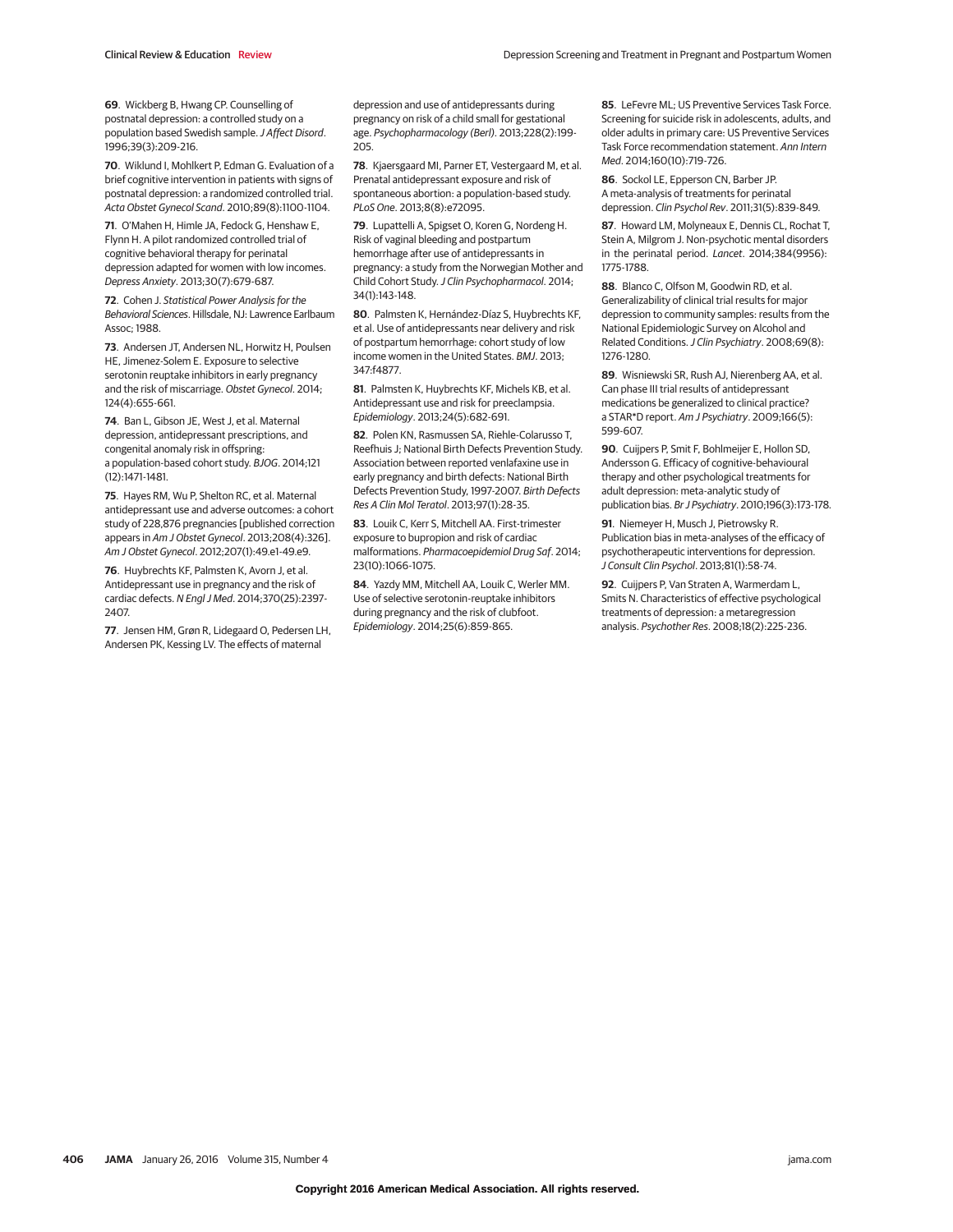**69**. Wickberg B, Hwang CP. Counselling of postnatal depression: a controlled study on a population based Swedish sample. *J Affect Disord*. 1996;39(3):209-216.

**70**. Wiklund I, Mohlkert P, Edman G. Evaluation of a brief cognitive intervention in patients with signs of postnatal depression: a randomized controlled trial. *Acta Obstet Gynecol Scand*. 2010;89(8):1100-1104.

**71**. O'Mahen H, Himle JA, Fedock G, Henshaw E, Flynn H. A pilot randomized controlled trial of cognitive behavioral therapy for perinatal depression adapted for women with low incomes. *Depress Anxiety*. 2013;30(7):679-687.

**72**. Cohen J. *Statistical Power Analysis for the Behavioral Sciences*. Hillsdale, NJ: Lawrence Earlbaum Assoc; 1988.

**73**. Andersen JT, Andersen NL, Horwitz H, Poulsen HE, Jimenez-Solem E. Exposure to selective serotonin reuptake inhibitors in early pregnancy and the risk of miscarriage. *Obstet Gynecol*. 2014;124(4):655-661.

**74**. Ban L, Gibson JE, West J, et al. Maternal depression, antidepressant prescriptions, and congenital anomaly risk in offspring: a population-based cohort study. *BJOG*. 2014;121(12):1471-1481.

**75**. Hayes RM, Wu P, Shelton RC, et al. Maternal antidepressant use and adverse outcomes: a cohort study of 228,876 pregnancies [published correction appears in *Am J Obstet Gynecol*. 2013;208(4):326]. *Am J Obstet Gynecol*. 2012;207(1):49.e1-49.e9.

**76**. Huybrechts KF, Palmsten K, Avorn J, et al. Antidepressant use in pregnancy and the risk of cardiac defects. *N Engl J Med*. 2014;370(25):2397-2407.

**77**. Jensen HM, Grøn R, Lidegaard O, Pedersen LH, Andersen PK, Kessing LV. The effects of maternal depression and use of antidepressants during pregnancy on risk of a child small for gestational age. *Psychopharmacology (Berl)*. 2013;228(2):199-205.

**78**. Kjaersgaard MI, Parner ET, Vestergaard M, et al. Prenatal antidepressant exposure and risk of spontaneous abortion: a population-based study. *PLoS One*. 2013;8(8):e72095.

**79**. Lupattelli A, Spigset O, Koren G, Nordeng H. Risk of vaginal bleeding and postpartum hemorrhage after use of antidepressants in pregnancy: a study from the Norwegian Mother and Child Cohort Study. *J Clin Psychopharmacol*. 2014;34(1):143-148.

**80**. Palmsten K, Hernández-Díaz S, Huybrechts KF, et al. Use of antidepressants near delivery and risk of postpartum hemorrhage: cohort study of low income women in the United States. *BMJ*. 2013;347:f4877.

**81**. Palmsten K, Huybrechts KF, Michels KB, et al. Antidepressant use and risk for preeclampsia. *Epidemiology*. 2013;24(5):682-691.

**82**. Polen KN, Rasmussen SA, Riehle-Colarusso T, Reefhuis J; National Birth Defects Prevention Study. Association between reported venlafaxine use in early pregnancy and birth defects: National Birth Defects Prevention Study, 1997-2007. *Birth Defects Res A Clin Mol Teratol*. 2013;97(1):28-35.

**83**. Louik C, Kerr S, Mitchell AA. First-trimester exposure to bupropion and risk of cardiac malformations. *Pharmacoepidemiol Drug Saf*. 2014;23(10):1066-1075.

**84**. Yazdy MM, Mitchell AA, Louik C, Werler MM. Use of selective serotonin-reuptake inhibitors during pregnancy and the risk of clubfoot. *Epidemiology*. 2014;25(6):859-865.

**85**. LeFevre ML; US Preventive Services Task Force. Screening for suicide risk in adolescents, adults, and older adults in primary care: US Preventive Services Task Force recommendation statement. *Ann Intern Med*. 2014;160(10):719-726.

**86**. Sockol LE, Epperson CN, Barber JP. A meta-analysis of treatments for perinatal depression. *Clin Psychol Rev*. 2011;31(5):839-849.

**87**. Howard LM, Molyneaux E, Dennis CL, Rochat T, Stein A, Milgrom J. Non-psychotic mental disorders in the perinatal period. *Lancet*. 2014;384(9956):1775-1788.

**88**. Blanco C, Olfson M, Goodwin RD, et al. Generalizability of clinical trial results for major depression to community samples: results from the National Epidemiologic Survey on Alcohol and Related Conditions. *J Clin Psychiatry*. 2008;69(8):1276-1280.

**89**. Wisniewski SR, Rush AJ, Nierenberg AA, et al. Can phase III trial results of antidepressant medications be generalized to clinical practice? a STAR*D report. *Am J Psychiatry*. 2009;166(5):599-607.

**90**. Cuijpers P, Smit F, Bohlmeijer E, Hollon SD, Andersson G. Efficacy of cognitive-behavioural therapy and other psychological treatments for adult depression: meta-analytic study of publication bias. *Br J Psychiatry*. 2010;196(3):173-178.

**91**. Niemeyer H, Musch J, Pietrowsky R. Publication bias in meta-analyses of the efficacy of psychotherapeutic interventions for depression. *J Consult Clin Psychol*. 2013;81(1):58-74.

**92**. Cuijpers P, Van Straten A, Warmerdam L, Smits N. Characteristics of effective psychological treatments of depression: a metaregression analysis. *Psychother Res*. 2008;18(2):225-236.